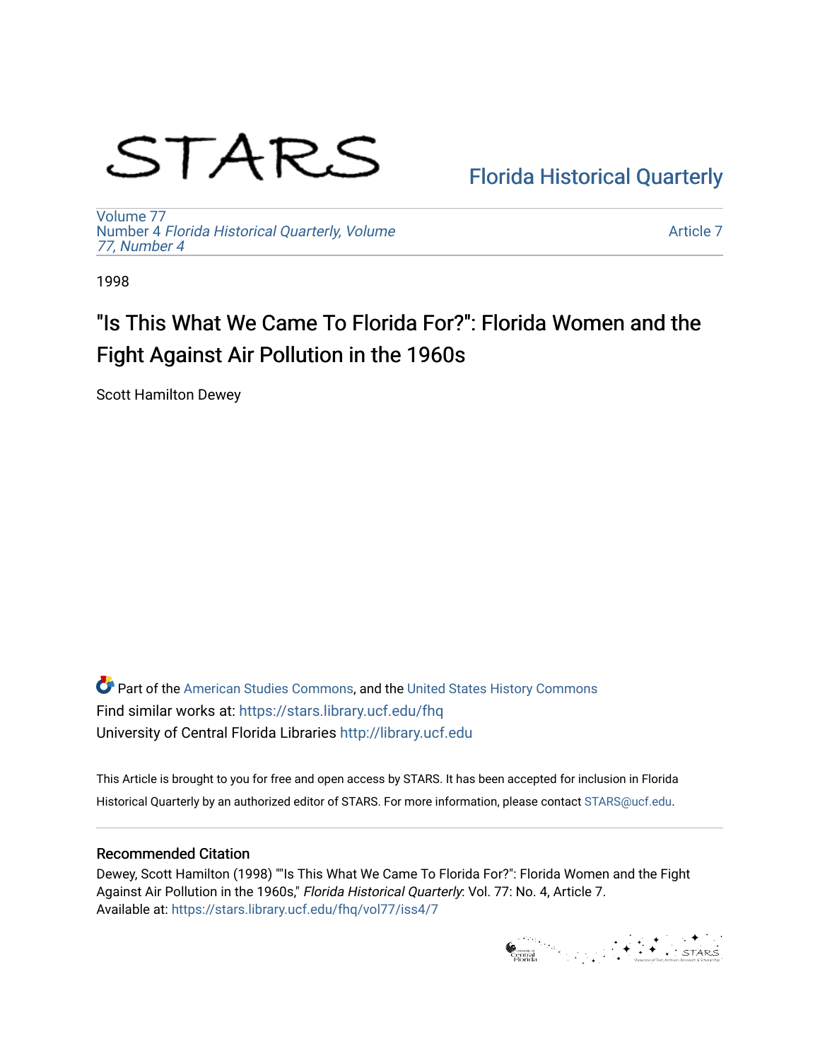STARS

Florida Historical Quarterly

Volume 77
Number 4 *Florida Historical Quarterly, Volume 77, Number 4*

Article 7

1998

# "Is This What We Came To Florida For?": Florida Women and the Fight Against Air Pollution in the 1960s

Scott Hamilton Dewey

Part of the American Studies Commons, and the United States History Commons
Find similar works at: https://stars.library.ucf.edu/fhq
University of Central Florida Libraries http://library.ucf.edu

This Article is brought to you for free and open access by STARS. It has been accepted for inclusion in Florida Historical Quarterly by an authorized editor of STARS. For more information, please contact STARS@ucf.edu.

## Recommended Citation

Dewey, Scott Hamilton (1998) ""Is This What We Came To Florida For?": Florida Women and the Fight Against Air Pollution in the 1960s," *Florida Historical Quarterly*: Vol. 77: No. 4, Article 7.
Available at: https://stars.library.ucf.edu/fhq/vol77/iss4/7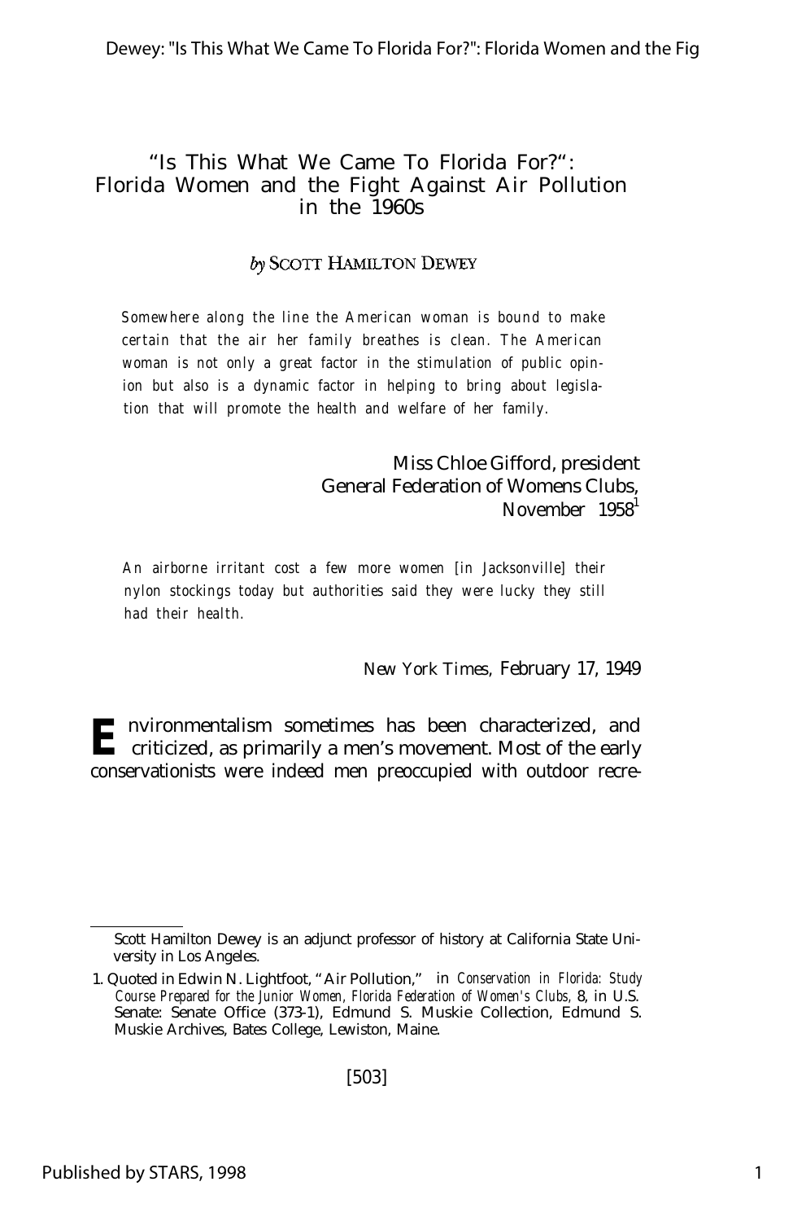# "Is This What We Came To Florida For?": Florida Women and the Fight Against Air Pollution in the 1960s

*by* SCOTT HAMILTON DEWEY

> *Somewhere along the line the American woman is bound to make certain that the air her family breathes is clean. The American woman is not only a great factor in the stimulation of public opinion but also is a dynamic factor in helping to bring about legislation that will promote the health and welfare of her family.*
>
> Miss Chloe Gifford, president
> General Federation of Womens Clubs,
> November 1958[1]

> *An airborne irritant cost a few more women [in Jacksonville] their nylon stockings today but authorities said they were lucky they still had their health.*
>
> *New York Times*, February 17, 1949

Environmentalism sometimes has been characterized, and criticized, as primarily a men's movement. Most of the early conservationists were indeed men preoccupied with outdoor recre-

---

Scott Hamilton Dewey is an adjunct professor of history at California State University in Los Angeles.

1. Quoted in Edwin N. Lightfoot, "Air Pollution," in *Conservation in Florida: Study Course Prepared for the Junior Women, Florida Federation of Women's Clubs*, 8, in U.S. Senate: Senate Office (373-1), Edmund S. Muskie Collection, Edmund S. Muskie Archives, Bates College, Lewiston, Maine.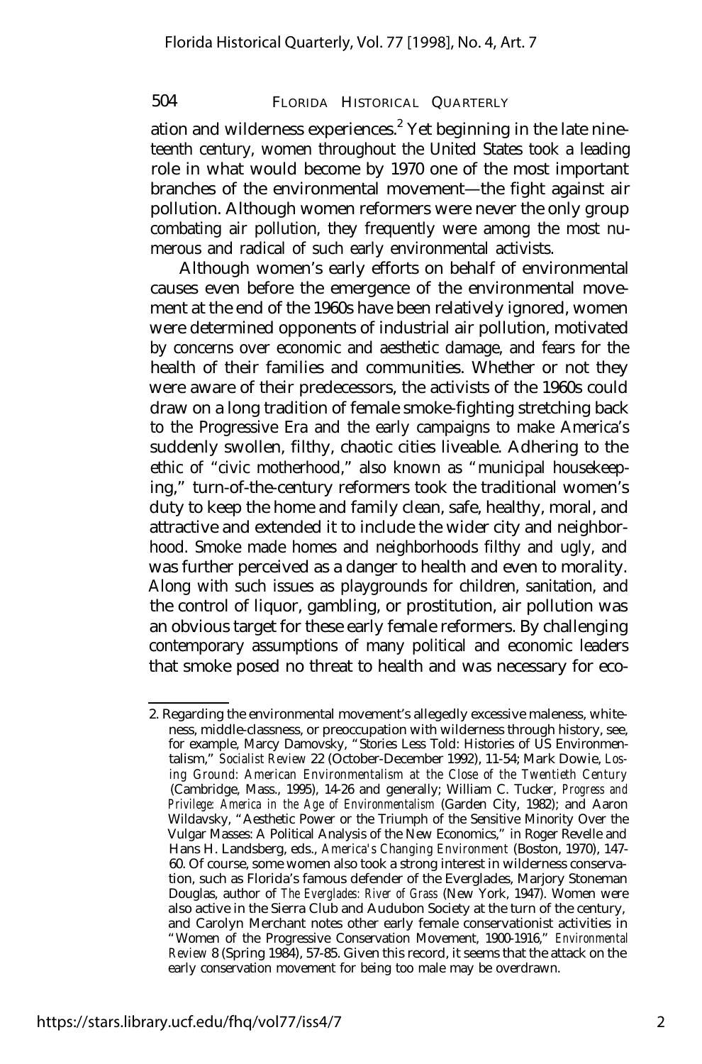ation and wilderness experiences.[2] Yet beginning in the late nineteenth century, women throughout the United States took a leading role in what would become by 1970 one of the most important branches of the environmental movement—the fight against air pollution. Although women reformers were never the only group combating air pollution, they frequently were among the most numerous and radical of such early environmental activists.

Although women's early efforts on behalf of environmental causes even before the emergence of the environmental movement at the end of the 1960s have been relatively ignored, women were determined opponents of industrial air pollution, motivated by concerns over economic and aesthetic damage, and fears for the health of their families and communities. Whether or not they were aware of their predecessors, the activists of the 1960s could draw on a long tradition of female smoke-fighting stretching back to the Progressive Era and the early campaigns to make America's suddenly swollen, filthy, chaotic cities liveable. Adhering to the ethic of "civic motherhood," also known as "municipal housekeeping," turn-of-the-century reformers took the traditional women's duty to keep the home and family clean, safe, healthy, moral, and attractive and extended it to include the wider city and neighborhood. Smoke made homes and neighborhoods filthy and ugly, and was further perceived as a danger to health and even to morality. Along with such issues as playgrounds for children, sanitation, and the control of liquor, gambling, or prostitution, air pollution was an obvious target for these early female reformers. By challenging contemporary assumptions of many political and economic leaders that smoke posed no threat to health and was necessary for eco-

---

2. Regarding the environmental movement's allegedly excessive maleness, whiteness, middle-classness, or preoccupation with wilderness through history, see, for example, Marcy Damovsky, "Stories Less Told: Histories of US Environmentalism," *Socialist Review* 22 (October-December 1992), 11-54; Mark Dowie, *Losing Ground: American Environmentalism at the Close of the Twentieth Century* (Cambridge, Mass., 1995), 14-26 and generally; William C. Tucker, *Progress and Privilege: America in the Age of Environmentalism* (Garden City, 1982); and Aaron Wildavsky, "Aesthetic Power or the Triumph of the Sensitive Minority Over the Vulgar Masses: A Political Analysis of the New Economics," in Roger Revelle and Hans H. Landsberg, eds., *America's Changing Environment* (Boston, 1970), 147-60. Of course, some women also took a strong interest in wilderness conservation, such as Florida's famous defender of the Everglades, Marjory Stoneman Douglas, author of *The Everglades: River of Grass* (New York, 1947). Women were also active in the Sierra Club and Audubon Society at the turn of the century, and Carolyn Merchant notes other early female conservationist activities in "Women of the Progressive Conservation Movement, 1900-1916," *Environmental Review* 8 (Spring 1984), 57-85. Given this record, it seems that the attack on the early conservation movement for being too male may be overdrawn.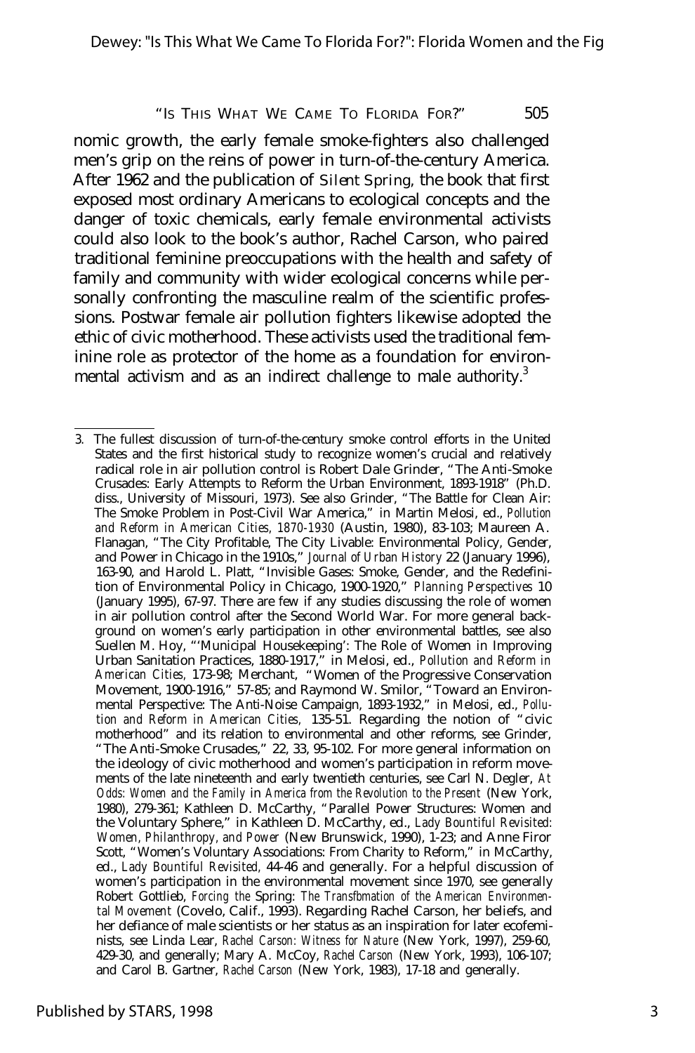nomic growth, the early female smoke-fighters also challenged men's grip on the reins of power in turn-of-the-century America. After 1962 and the publication of *Silent Spring*, the book that first exposed most ordinary Americans to ecological concepts and the danger of toxic chemicals, early female environmental activists could also look to the book's author, Rachel Carson, who paired traditional feminine preoccupations with the health and safety of family and community with wider ecological concerns while personally confronting the masculine realm of the scientific professions. Postwar female air pollution fighters likewise adopted the ethic of civic motherhood. These activists used the traditional feminine role as protector of the home as a foundation for environmental activism and as an indirect challenge to male authority.[3]

3. The fullest discussion of turn-of-the-century smoke control efforts in the United States and the first historical study to recognize women's crucial and relatively radical role in air pollution control is Robert Dale Grinder, "The Anti-Smoke Crusades: Early Attempts to Reform the Urban Environment, 1893-1918" (Ph.D. diss., University of Missouri, 1973). See also Grinder, "The Battle for Clean Air: The Smoke Problem in Post-Civil War America," in Martin Melosi, ed., *Pollution and Reform in American Cities, 1870-1930* (Austin, 1980), 83-103; Maureen A. Flanagan, "The City Profitable, The City Livable: Environmental Policy, Gender, and Power in Chicago in the 1910s," *Journal of Urban History* 22 (January 1996), 163-90, and Harold L. Platt, "Invisible Gases: Smoke, Gender, and the Redefinition of Environmental Policy in Chicago, 1900-1920," *Planning Perspectives* 10 (January 1995), 67-97. There are few if any studies discussing the role of women in air pollution control after the Second World War. For more general background on women's early participation in other environmental battles, see also Suellen M. Hoy, "'Municipal Housekeeping': The Role of Women in Improving Urban Sanitation Practices, 1880-1917," in Melosi, ed., *Pollution and Reform in American Cities,* 173-98; Merchant, "Women of the Progressive Conservation Movement, 1900-1916," 57-85; and Raymond W. Smilor, "Toward an Environmental Perspective: The Anti-Noise Campaign, 1893-1932," in Melosi, ed., *Pollution and Reform in American Cities,* 135-51. Regarding the notion of "civic motherhood" and its relation to environmental and other reforms, see Grinder, "The Anti-Smoke Crusades," 22, 33, 95-102. For more general information on the ideology of civic motherhood and women's participation in reform movements of the late nineteenth and early twentieth centuries, see Carl N. Degler, *At Odds: Women and the Family* in *America from the Revolution to the Present* (New York, 1980), 279-361; Kathleen D. McCarthy, "Parallel Power Structures: Women and the Voluntary Sphere," in Kathleen D. McCarthy, ed., *Lady Bountiful Revisited: Women, Philanthropy, and Power* (New Brunswick, 1990), 1-23; and Anne Firor Scott, "Women's Voluntary Associations: From Charity to Reform," in McCarthy, ed., *Lady Bountiful Revisited,* 44-46 and generally. For a helpful discussion of women's participation in the environmental movement since 1970, see generally Robert Gottlieb, *Forcing the* Spring: *The Transfbmation of the American Environmental Movement* (Covelo, Calif., 1993). Regarding Rachel Carson, her beliefs, and her defiance of male scientists or her status as an inspiration for later ecofeminists, see Linda Lear, *Rachel Carson: Witness for Nature* (New York, 1997), 259-60, 429-30, and generally; Mary A. McCoy, *Rachel Carson* (New York, 1993), 106-107; and Carol B. Gartner, *Rachel Carson* (New York, 1983), 17-18 and generally.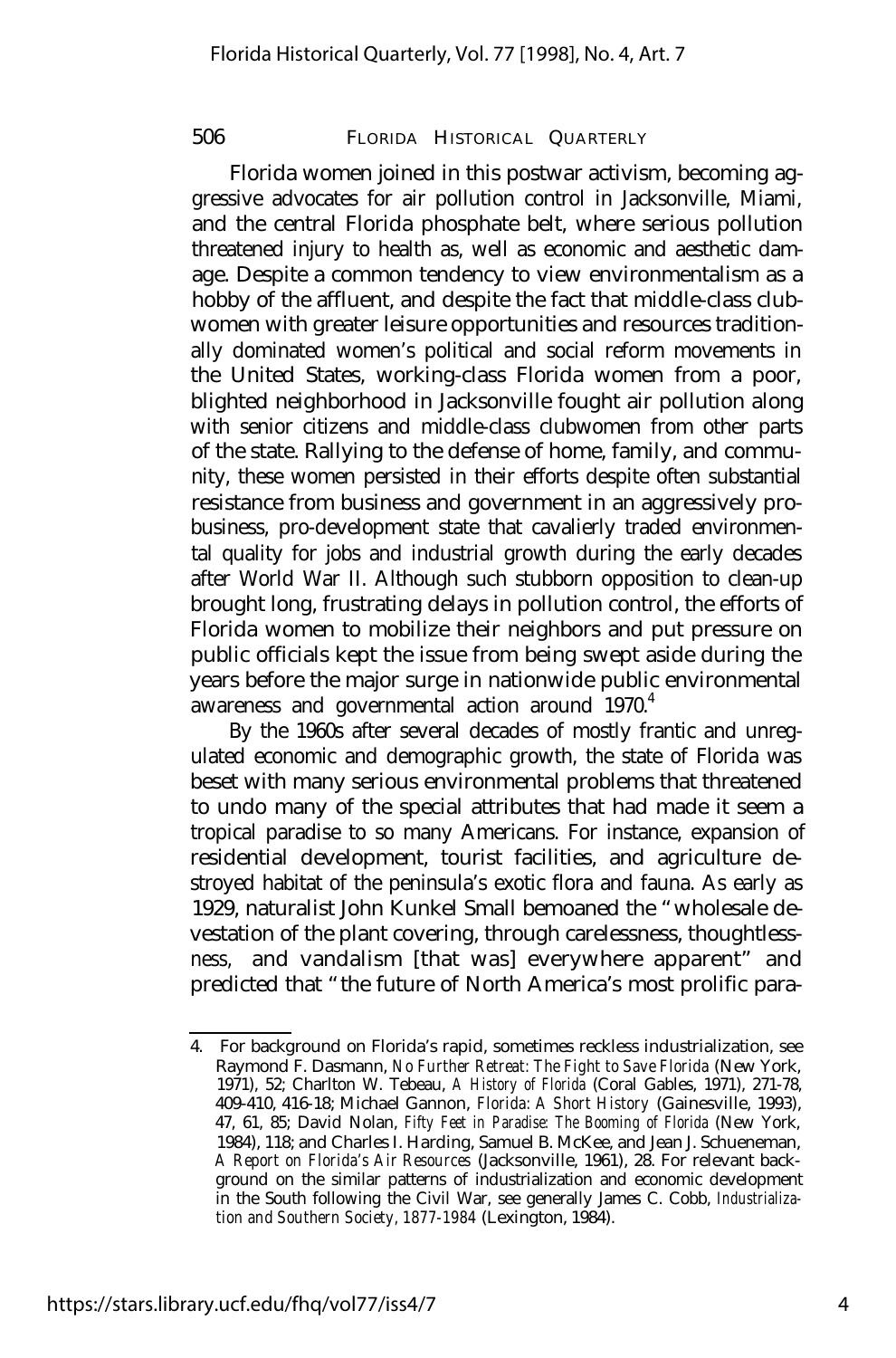Florida women joined in this postwar activism, becoming aggressive advocates for air pollution control in Jacksonville, Miami, and the central Florida phosphate belt, where serious pollution threatened injury to health as, well as economic and aesthetic damage. Despite a common tendency to view environmentalism as a hobby of the affluent, and despite the fact that middle-class clubwomen with greater leisure opportunities and resources traditionally dominated women's political and social reform movements in the United States, working-class Florida women from a poor, blighted neighborhood in Jacksonville fought air pollution along with senior citizens and middle-class clubwomen from other parts of the state. Rallying to the defense of home, family, and community, these women persisted in their efforts despite often substantial resistance from business and government in an aggressively pro-business, pro-development state that cavalierly traded environmental quality for jobs and industrial growth during the early decades after World War II. Although such stubborn opposition to clean-up brought long, frustrating delays in pollution control, the efforts of Florida women to mobilize their neighbors and put pressure on public officials kept the issue from being swept aside during the years before the major surge in nationwide public environmental awareness and governmental action around 1970.[4]

By the 1960s after several decades of mostly frantic and unregulated economic and demographic growth, the state of Florida was beset with many serious environmental problems that threatened to undo many of the special attributes that had made it seem a tropical paradise to so many Americans. For instance, expansion of residential development, tourist facilities, and agriculture destroyed habitat of the peninsula's exotic flora and fauna. As early as 1929, naturalist John Kunkel Small bemoaned the "wholesale devestation of the plant covering, through carelessness, thoughtlessness, and vandalism [that was] everywhere apparent" and predicted that "the future of North America's most prolific para-

---

4. For background on Florida's rapid, sometimes reckless industrialization, see Raymond F. Dasmann, *No Further Retreat: The Fight to Save Florida* (New York, 1971), 52; Charlton W. Tebeau, *A History of Florida* (Coral Gables, 1971), 271-78, 409-410, 416-18; Michael Gannon, *Florida: A Short History* (Gainesville, 1993), 47, 61, 85; David Nolan, *Fifty Feet in Paradise: The Booming of Florida* (New York, 1984), 118; and Charles I. Harding, Samuel B. McKee, and Jean J. Schueneman, *A Report on Florida's Air Resources* (Jacksonville, 1961), 28. For relevant background on the similar patterns of industrialization and economic development in the South following the Civil War, see generally James C. Cobb, *Industrialization and Southern Society, 1877-1984* (Lexington, 1984).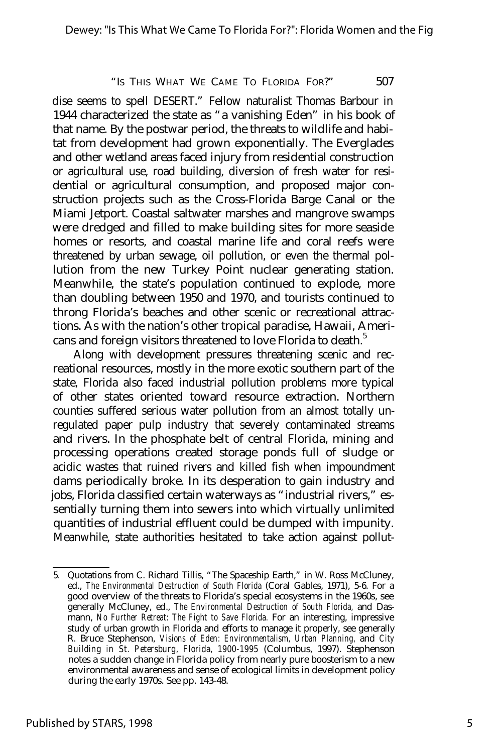dise seems to spell DESERT." Fellow naturalist Thomas Barbour in 1944 characterized the state as "a vanishing Eden" in his book of that name. By the postwar period, the threats to wildlife and habitat from development had grown exponentially. The Everglades and other wetland areas faced injury from residential construction or agricultural use, road building, diversion of fresh water for residential or agricultural consumption, and proposed major construction projects such as the Cross-Florida Barge Canal or the Miami Jetport. Coastal saltwater marshes and mangrove swamps were dredged and filled to make building sites for more seaside homes or resorts, and coastal marine life and coral reefs were threatened by urban sewage, oil pollution, or even the thermal pollution from the new Turkey Point nuclear generating station. Meanwhile, the state's population continued to explode, more than doubling between 1950 and 1970, and tourists continued to throng Florida's beaches and other scenic or recreational attractions. As with the nation's other tropical paradise, Hawaii, Americans and foreign visitors threatened to love Florida to death.[5]

Along with development pressures threatening scenic and recreational resources, mostly in the more exotic southern part of the state, Florida also faced industrial pollution problems more typical of other states oriented toward resource extraction. Northern counties suffered serious water pollution from an almost totally unregulated paper pulp industry that severely contaminated streams and rivers. In the phosphate belt of central Florida, mining and processing operations created storage ponds full of sludge or acidic wastes that ruined rivers and killed fish when impoundment dams periodically broke. In its desperation to gain industry and jobs, Florida classified certain waterways as "industrial rivers," essentially turning them into sewers into which virtually unlimited quantities of industrial effluent could be dumped with impunity. Meanwhile, state authorities hesitated to take action against pollut-

5. Quotations from C. Richard Tillis, "The Spaceship Earth," in W. Ross McCluney, ed., *The Environmental Destruction of South Florida* (Coral Gables, 1971), 5-6. For a good overview of the threats to Florida's special ecosystems in the 1960s, see generally McCluney, ed., *The Environmental Destruction of South Florida*, and Dasmann, *No Further Retreat: The Fight to Save Florida*. For an interesting, impressive study of urban growth in Florida and efforts to manage it properly, see generally R. Bruce Stephenson, *Visions of Eden: Environmentalism, Urban Planning, and City Building in St. Petersburg, Florida, 1900-1995* (Columbus, 1997). Stephenson notes a sudden change in Florida policy from nearly pure boosterism to a new environmental awareness and sense of ecological limits in development policy during the early 1970s. See pp. 143-48.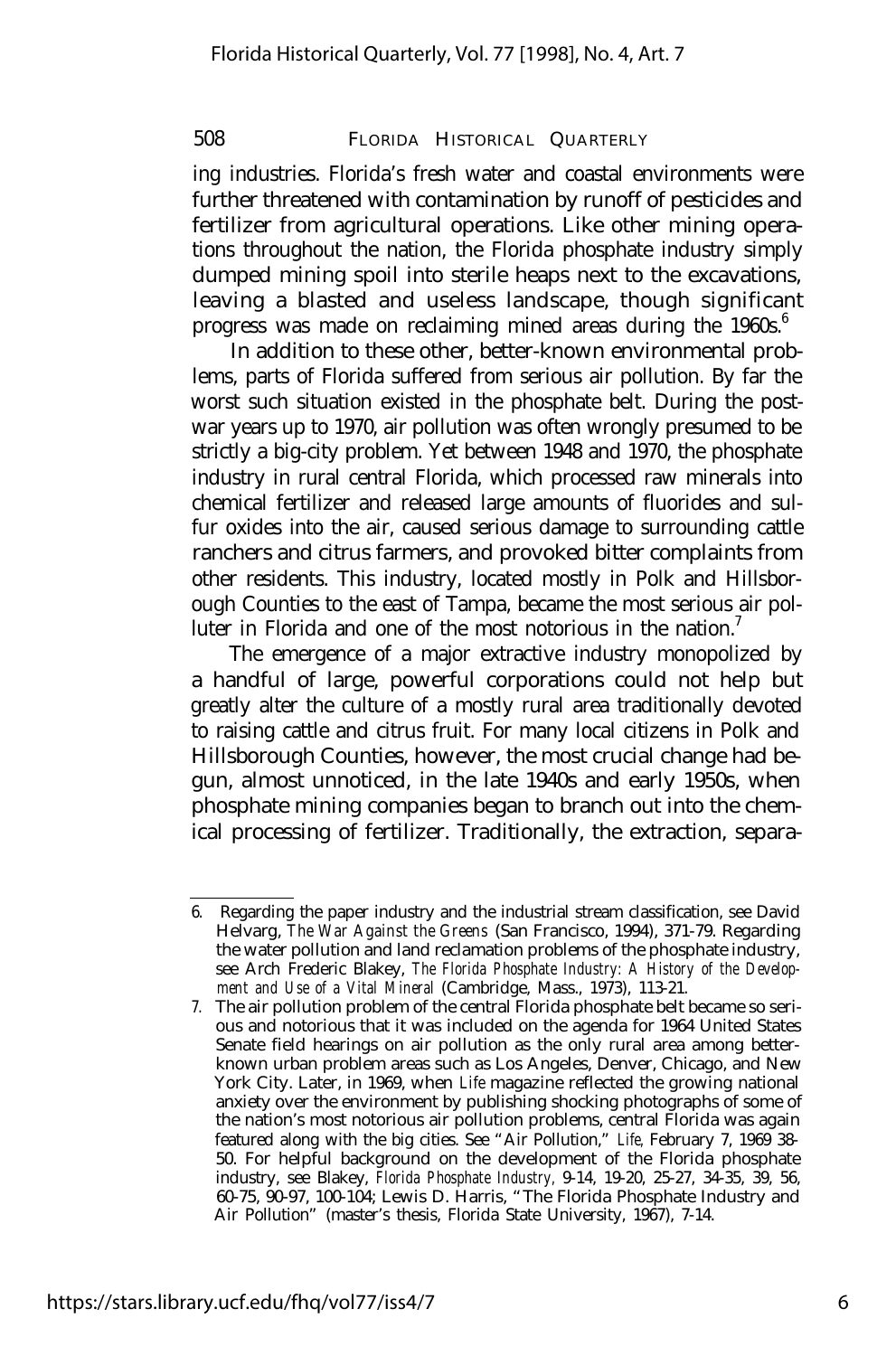ing industries. Florida's fresh water and coastal environments were further threatened with contamination by runoff of pesticides and fertilizer from agricultural operations. Like other mining operations throughout the nation, the Florida phosphate industry simply dumped mining spoil into sterile heaps next to the excavations, leaving a blasted and useless landscape, though significant progress was made on reclaiming mined areas during the 1960s.[6]

In addition to these other, better-known environmental problems, parts of Florida suffered from serious air pollution. By far the worst such situation existed in the phosphate belt. During the postwar years up to 1970, air pollution was often wrongly presumed to be strictly a big-city problem. Yet between 1948 and 1970, the phosphate industry in rural central Florida, which processed raw minerals into chemical fertilizer and released large amounts of fluorides and sulfur oxides into the air, caused serious damage to surrounding cattle ranchers and citrus farmers, and provoked bitter complaints from other residents. This industry, located mostly in Polk and Hillsborough Counties to the east of Tampa, became the most serious air polluter in Florida and one of the most notorious in the nation.[7]

The emergence of a major extractive industry monopolized by a handful of large, powerful corporations could not help but greatly alter the culture of a mostly rural area traditionally devoted to raising cattle and citrus fruit. For many local citizens in Polk and Hillsborough Counties, however, the most crucial change had begun, almost unnoticed, in the late 1940s and early 1950s, when phosphate mining companies began to branch out into the chemical processing of fertilizer. Traditionally, the extraction, separa-

---

6. Regarding the paper industry and the industrial stream classification, see David Helvarg, *The War Against the Greens* (San Francisco, 1994), 371-79. Regarding the water pollution and land reclamation problems of the phosphate industry, see Arch Frederic Blakey, *The Florida Phosphate Industry: A History of the Development and Use of a Vital Mineral* (Cambridge, Mass., 1973), 113-21.

7. The air pollution problem of the central Florida phosphate belt became so serious and notorious that it was included on the agenda for 1964 United States Senate field hearings on air pollution as the only rural area among better-known urban problem areas such as Los Angeles, Denver, Chicago, and New York City. Later, in 1969, when *Life* magazine reflected the growing national anxiety over the environment by publishing shocking photographs of some of the nation's most notorious air pollution problems, central Florida was again featured along with the big cities. See "Air Pollution," *Life,* February 7, 1969 38-50. For helpful background on the development of the Florida phosphate industry, see Blakey, *Florida Phosphate Industry,* 9-14, 19-20, 25-27, 34-35, 39, 56, 60-75, 90-97, 100-104; Lewis D. Harris, "The Florida Phosphate Industry and Air Pollution" (master's thesis, Florida State University, 1967), 7-14.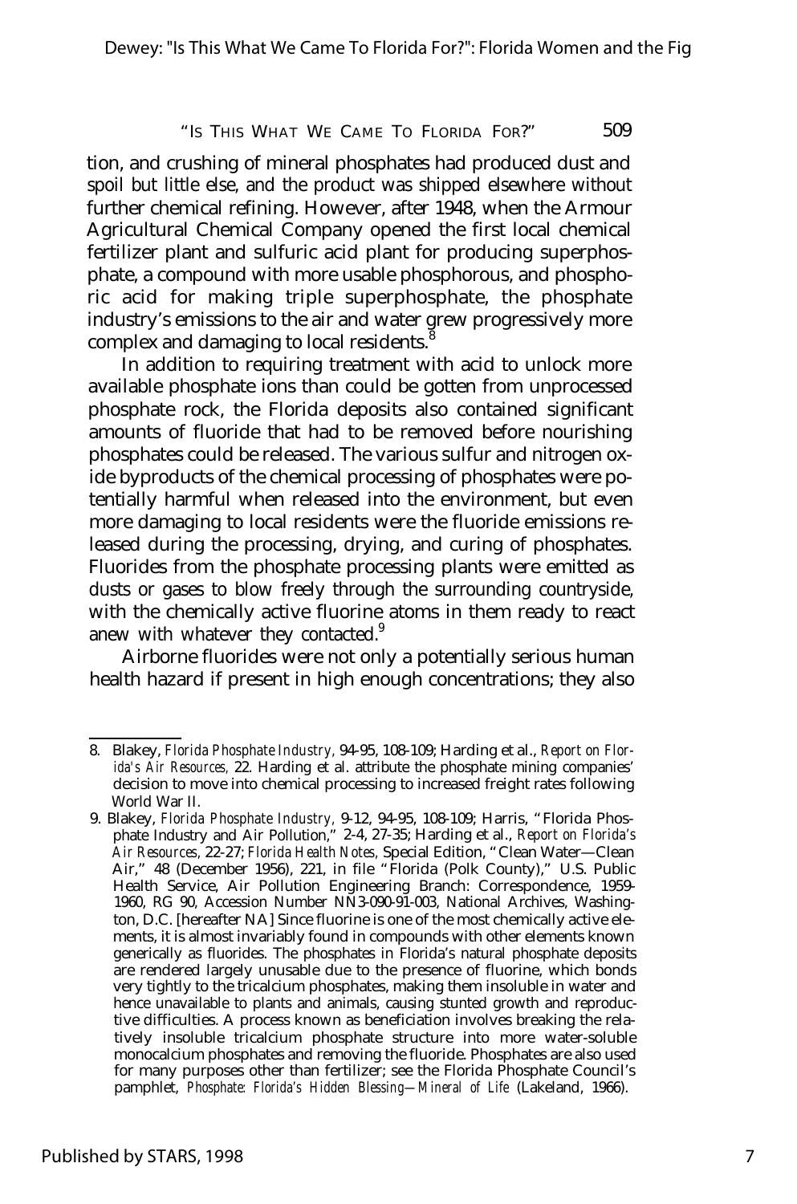tion, and crushing of mineral phosphates had produced dust and spoil but little else, and the product was shipped elsewhere without further chemical refining. However, after 1948, when the Armour Agricultural Chemical Company opened the first local chemical fertilizer plant and sulfuric acid plant for producing superphosphate, a compound with more usable phosphorous, and phosphoric acid for making triple superphosphate, the phosphate industry's emissions to the air and water grew progressively more complex and damaging to local residents.[8]

In addition to requiring treatment with acid to unlock more available phosphate ions than could be gotten from unprocessed phosphate rock, the Florida deposits also contained significant amounts of fluoride that had to be removed before nourishing phosphates could be released. The various sulfur and nitrogen oxide byproducts of the chemical processing of phosphates were potentially harmful when released into the environment, but even more damaging to local residents were the fluoride emissions released during the processing, drying, and curing of phosphates. Fluorides from the phosphate processing plants were emitted as dusts or gases to blow freely through the surrounding countryside, with the chemically active fluorine atoms in them ready to react anew with whatever they contacted.[9]

Airborne fluorides were not only a potentially serious human health hazard if present in high enough concentrations; they also

---

8. Blakey, *Florida Phosphate Industry,* 94-95, 108-109; Harding et al., *Report on Florida's Air Resources,* 22. Harding et al. attribute the phosphate mining companies' decision to move into chemical processing to increased freight rates following World War II.

9. Blakey, *Florida Phosphate Industry,* 9-12, 94-95, 108-109; Harris, "Florida Phosphate Industry and Air Pollution," 2-4, 27-35; Harding et al., *Report on Florida's Air Resources,* 22-27; *Florida Health Notes,* Special Edition, "Clean Water—Clean Air," 48 (December 1956), 221, in file "Florida (Polk County)," U.S. Public Health Service, Air Pollution Engineering Branch: Correspondence, 1959-1960, RG 90, Accession Number NN3-090-91-003, National Archives, Washington, D.C. [hereafter NA] Since fluorine is one of the most chemically active elements, it is almost invariably found in compounds with other elements known generically as fluorides. The phosphates in Florida's natural phosphate deposits are rendered largely unusable due to the presence of fluorine, which bonds very tightly to the tricalcium phosphates, making them insoluble in water and hence unavailable to plants and animals, causing stunted growth and reproductive difficulties. A process known as beneficiation involves breaking the relatively insoluble tricalcium phosphate structure into more water-soluble monocalcium phosphates and removing the fluoride. Phosphates are also used for many purposes other than fertilizer; see the Florida Phosphate Council's pamphlet, *Phosphate: Florida's Hidden Blessing—Mineral of Life* (Lakeland, 1966).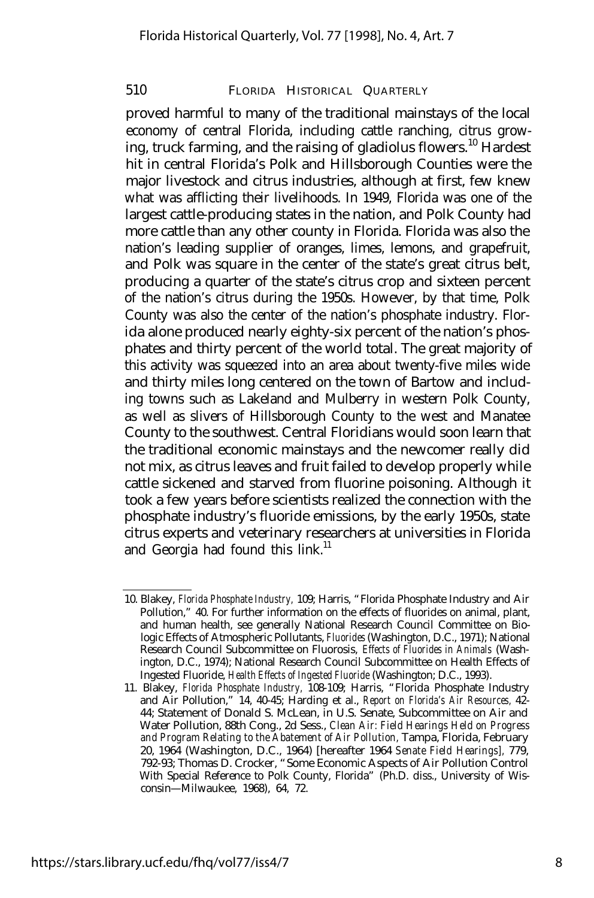proved harmful to many of the traditional mainstays of the local economy of central Florida, including cattle ranching, citrus growing, truck farming, and the raising of gladiolus flowers.[10] Hardest hit in central Florida's Polk and Hillsborough Counties were the major livestock and citrus industries, although at first, few knew what was afflicting their livelihoods. In 1949, Florida was one of the largest cattle-producing states in the nation, and Polk County had more cattle than any other county in Florida. Florida was also the nation's leading supplier of oranges, limes, lemons, and grapefruit, and Polk was square in the center of the state's great citrus belt, producing a quarter of the state's citrus crop and sixteen percent of the nation's citrus during the 1950s. However, by that time, Polk County was also the center of the nation's phosphate industry. Florida alone produced nearly eighty-six percent of the nation's phosphates and thirty percent of the world total. The great majority of this activity was squeezed into an area about twenty-five miles wide and thirty miles long centered on the town of Bartow and including towns such as Lakeland and Mulberry in western Polk County, as well as slivers of Hillsborough County to the west and Manatee County to the southwest. Central Floridians would soon learn that the traditional economic mainstays and the newcomer really did not mix, as citrus leaves and fruit failed to develop properly while cattle sickened and starved from fluorine poisoning. Although it took a few years before scientists realized the connection with the phosphate industry's fluoride emissions, by the early 1950s, state citrus experts and veterinary researchers at universities in Florida and Georgia had found this link.[11]

10. Blakey, *Florida Phosphate Industry*, 109; Harris, "Florida Phosphate Industry and Air Pollution," 40. For further information on the effects of fluorides on animal, plant, and human health, see generally National Research Council Committee on Biologic Effects of Atmospheric Pollutants, *Fluorides* (Washington, D.C., 1971); National Research Council Subcommittee on Fluorosis, *Effects of Fluorides in Animals* (Washington, D.C., 1974); National Research Council Subcommittee on Health Effects of Ingested Fluoride, *Health Effects of Ingested Fluoride* (Washington; D.C., 1993).

11. Blakey, *Florida Phosphate Industry*, 108-109; Harris, "Florida Phosphate Industry and Air Pollution," 14, 40-45; Harding et al., *Report on Florida's Air Resources*, 42-44; Statement of Donald S. McLean, in U.S. Senate, Subcommittee on Air and Water Pollution, 88th Cong., 2d Sess., *Clean Air: Field Hearings Held on Progress and Program Relating to the Abatement of Air Pollution*, Tampa, Florida, February 20, 1964 (Washington, D.C., 1964) [hereafter 1964 *Senate Field Hearings*], 779, 792-93; Thomas D. Crocker, "Some Economic Aspects of Air Pollution Control With Special Reference to Polk County, Florida" (Ph.D. diss., University of Wisconsin—Milwaukee, 1968), 64, 72.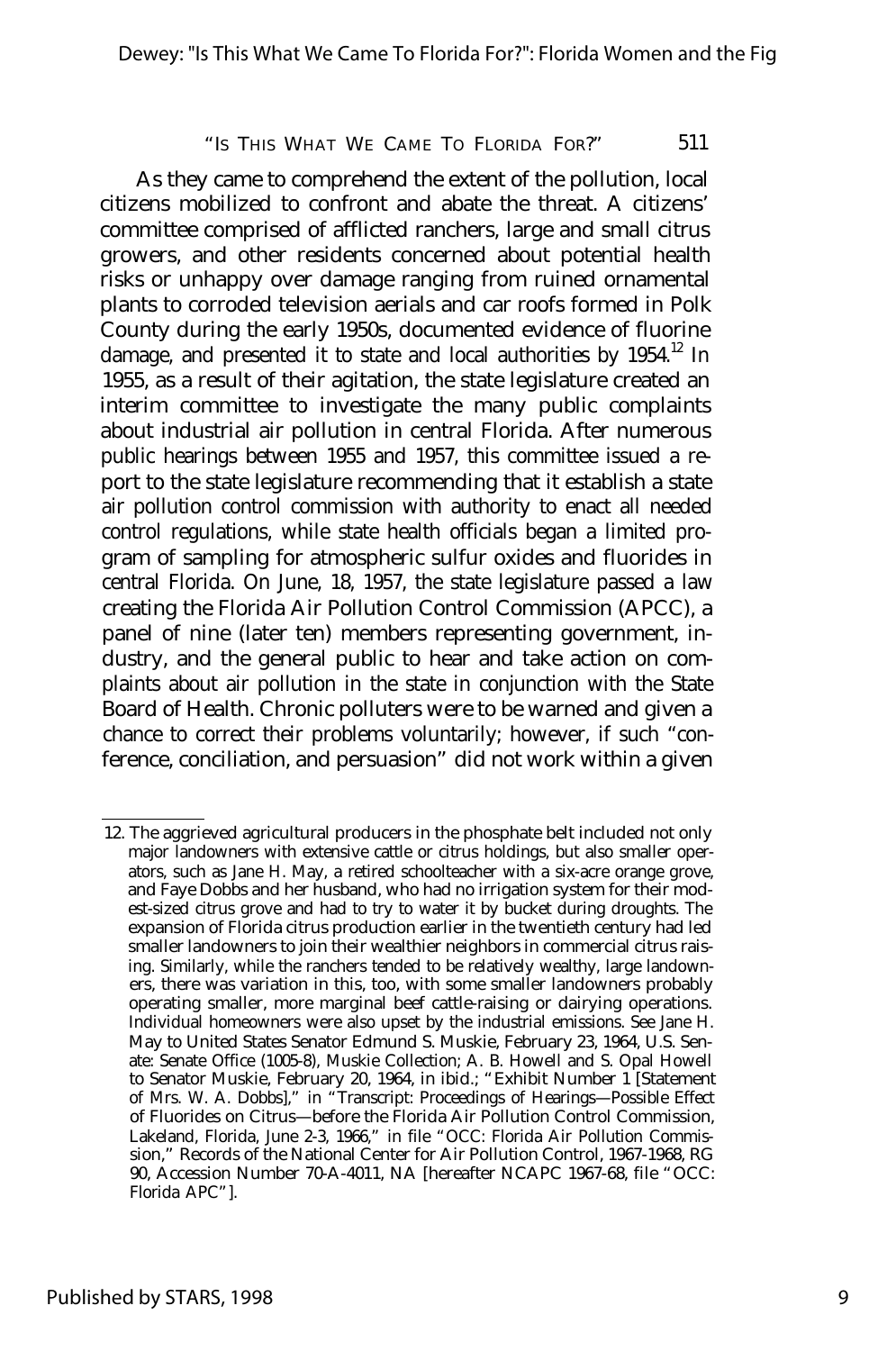As they came to comprehend the extent of the pollution, local citizens mobilized to confront and abate the threat. A citizens' committee comprised of afflicted ranchers, large and small citrus growers, and other residents concerned about potential health risks or unhappy over damage ranging from ruined ornamental plants to corroded television aerials and car roofs formed in Polk County during the early 1950s, documented evidence of fluorine damage, and presented it to state and local authorities by 1954.[12] In 1955, as a result of their agitation, the state legislature created an interim committee to investigate the many public complaints about industrial air pollution in central Florida. After numerous public hearings between 1955 and 1957, this committee issued a report to the state legislature recommending that it establish a state air pollution control commission with authority to enact all needed control regulations, while state health officials began a limited program of sampling for atmospheric sulfur oxides and fluorides in central Florida. On June, 18, 1957, the state legislature passed a law creating the Florida Air Pollution Control Commission (APCC), a panel of nine (later ten) members representing government, industry, and the general public to hear and take action on complaints about air pollution in the state in conjunction with the State Board of Health. Chronic polluters were to be warned and given a chance to correct their problems voluntarily; however, if such "conference, conciliation, and persuasion" did not work within a given

12. The aggrieved agricultural producers in the phosphate belt included not only major landowners with extensive cattle or citrus holdings, but also smaller operators, such as Jane H. May, a retired schoolteacher with a six-acre orange grove, and Faye Dobbs and her husband, who had no irrigation system for their modest-sized citrus grove and had to try to water it by bucket during droughts. The expansion of Florida citrus production earlier in the twentieth century had led smaller landowners to join their wealthier neighbors in commercial citrus raising. Similarly, while the ranchers tended to be relatively wealthy, large landowners, there was variation in this, too, with some smaller landowners probably operating smaller, more marginal beef cattle-raising or dairying operations. Individual homeowners were also upset by the industrial emissions. See Jane H. May to United States Senator Edmund S. Muskie, February 23, 1964, U.S. Senate: Senate Office (1005-8), Muskie Collection; A. B. Howell and S. Opal Howell to Senator Muskie, February 20, 1964, in ibid.; "Exhibit Number 1 [Statement of Mrs. W. A. Dobbs]," in "Transcript: Proceedings of Hearings—Possible Effect of Fluorides on Citrus—before the Florida Air Pollution Control Commission, Lakeland, Florida, June 2-3, 1966," in file "OCC: Florida Air Pollution Commission," Records of the National Center for Air Pollution Control, 1967-1968, RG 90, Accession Number 70-A-4011, NA [hereafter NCAPC 1967-68, file "OCC: Florida APC"].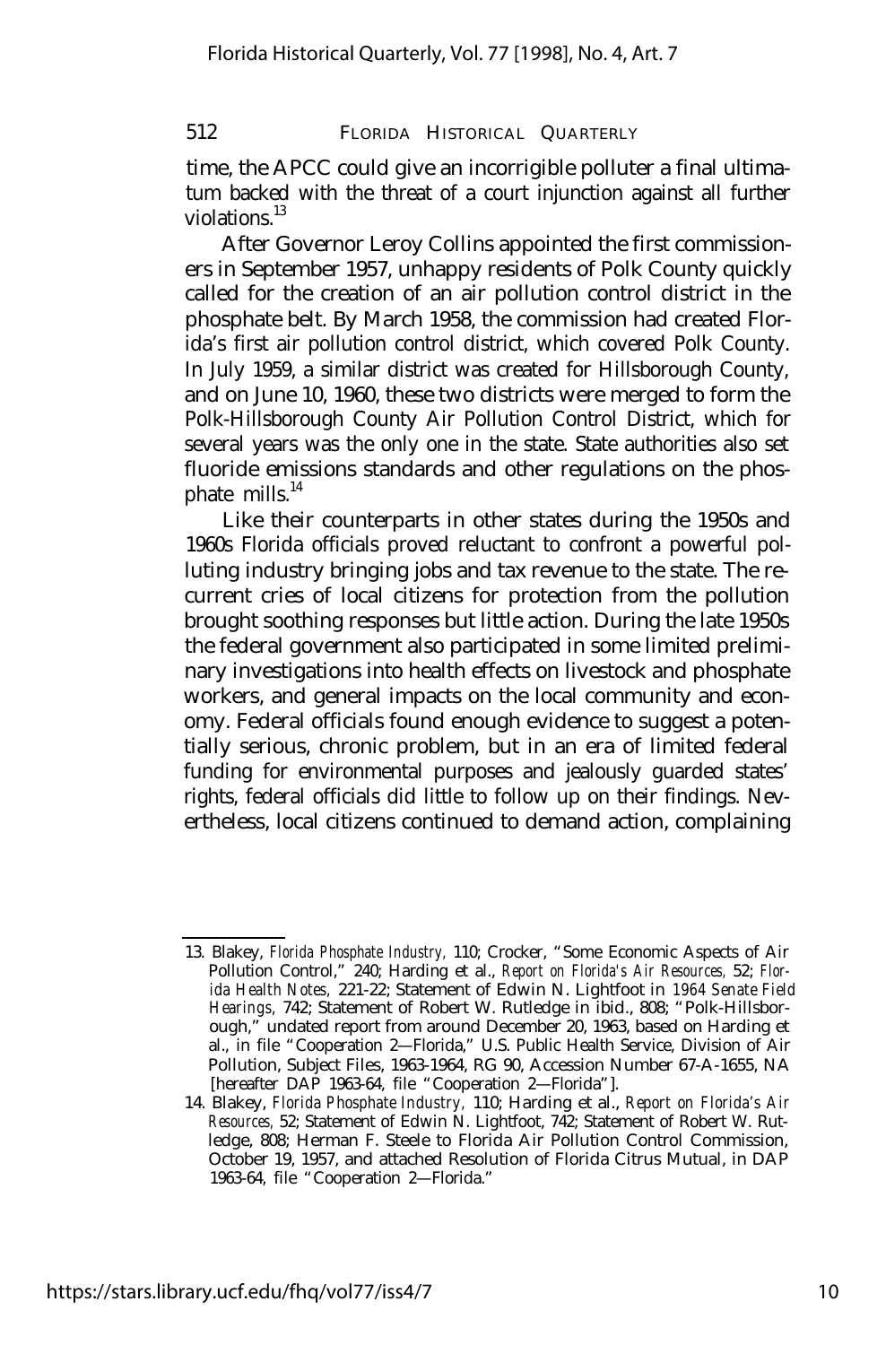time, the APCC could give an incorrigible polluter a final ultimatum backed with the threat of a court injunction against all further violations.[13]

After Governor Leroy Collins appointed the first commissioners in September 1957, unhappy residents of Polk County quickly called for the creation of an air pollution control district in the phosphate belt. By March 1958, the commission had created Florida's first air pollution control district, which covered Polk County. In July 1959, a similar district was created for Hillsborough County, and on June 10, 1960, these two districts were merged to form the Polk-Hillsborough County Air Pollution Control District, which for several years was the only one in the state. State authorities also set fluoride emissions standards and other regulations on the phosphate mills.[14]

Like their counterparts in other states during the 1950s and 1960s Florida officials proved reluctant to confront a powerful polluting industry bringing jobs and tax revenue to the state. The recurrent cries of local citizens for protection from the pollution brought soothing responses but little action. During the late 1950s the federal government also participated in some limited preliminary investigations into health effects on livestock and phosphate workers, and general impacts on the local community and economy. Federal officials found enough evidence to suggest a potentially serious, chronic problem, but in an era of limited federal funding for environmental purposes and jealously guarded states' rights, federal officials did little to follow up on their findings. Nevertheless, local citizens continued to demand action, complaining

---

13. Blakey, *Florida Phosphate Industry,* 110; Crocker, "Some Economic Aspects of Air Pollution Control," 240; Harding et al., *Report on Florida's Air Resources,* 52; *Florida Health Notes,* 221-22; Statement of Edwin N. Lightfoot in *1964 Senate Field Hearings,* 742; Statement of Robert W. Rutledge in ibid., 808; "Polk-Hillsborough," undated report from around December 20, 1963, based on Harding et al., in file "Cooperation 2—Florida," U.S. Public Health Service, Division of Air Pollution, Subject Files, 1963-1964, RG 90, Accession Number 67-A-1655, NA [hereafter DAP 1963-64, file "Cooperation 2—Florida"].

14. Blakey, *Florida Phosphate Industry,* 110; Harding et al., *Report on Florida's Air Resources,* 52; Statement of Edwin N. Lightfoot, 742; Statement of Robert W. Rutledge, 808; Herman F. Steele to Florida Air Pollution Control Commission, October 19, 1957, and attached Resolution of Florida Citrus Mutual, in DAP 1963-64, file "Cooperation 2—Florida."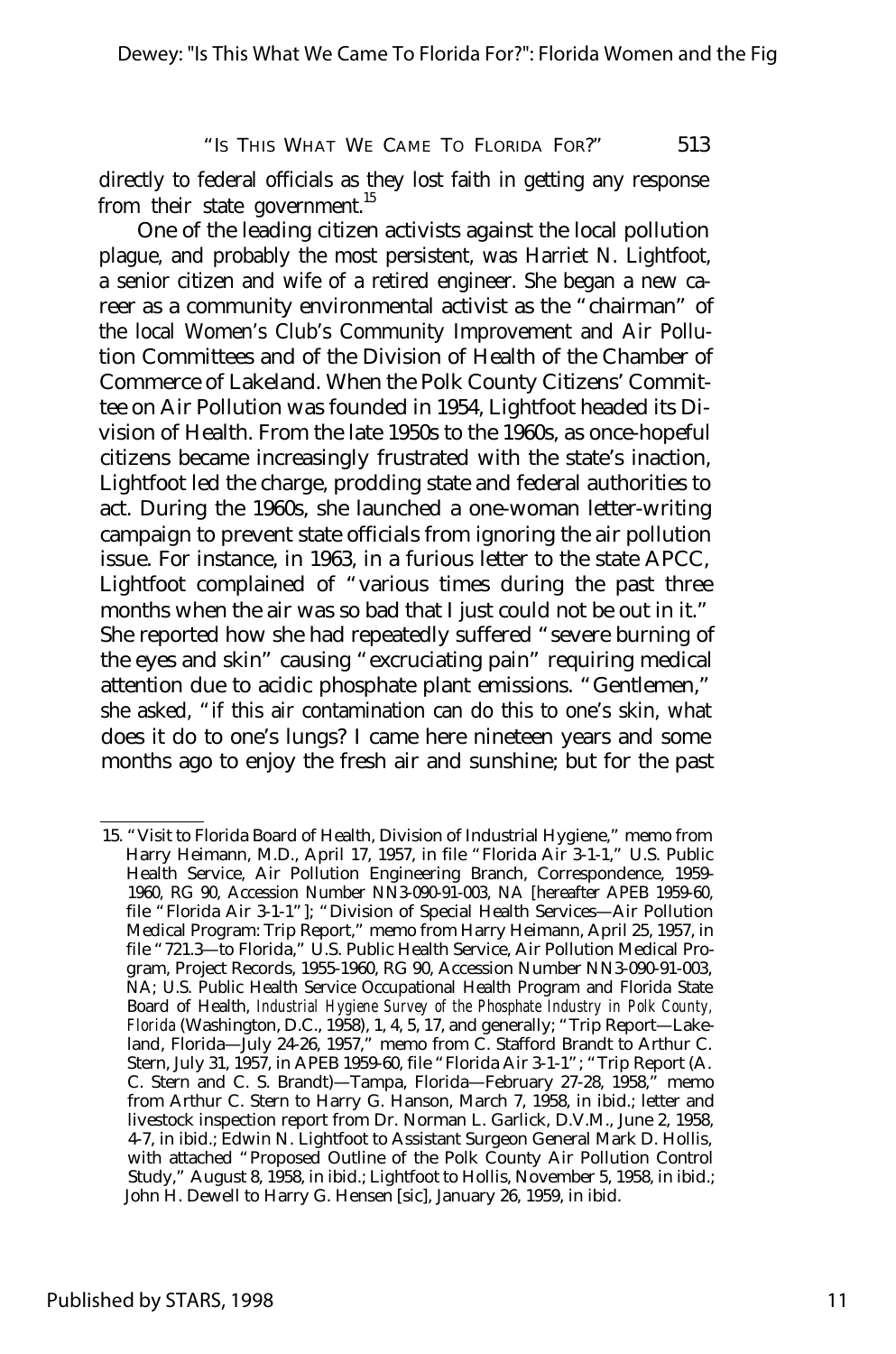directly to federal officials as they lost faith in getting any response from their state government.[15]

One of the leading citizen activists against the local pollution plague, and probably the most persistent, was Harriet N. Lightfoot, a senior citizen and wife of a retired engineer. She began a new career as a community environmental activist as the "chairman" of the local Women's Club's Community Improvement and Air Pollution Committees and of the Division of Health of the Chamber of Commerce of Lakeland. When the Polk County Citizens' Committee on Air Pollution was founded in 1954, Lightfoot headed its Division of Health. From the late 1950s to the 1960s, as once-hopeful citizens became increasingly frustrated with the state's inaction, Lightfoot led the charge, prodding state and federal authorities to act. During the 1960s, she launched a one-woman letter-writing campaign to prevent state officials from ignoring the air pollution issue. For instance, in 1963, in a furious letter to the state APCC, Lightfoot complained of "various times during the past three months when the air was so bad that I just could not be out in it." She reported how she had repeatedly suffered "severe burning of the eyes and skin" causing "excruciating pain" requiring medical attention due to acidic phosphate plant emissions. "Gentlemen," she asked, "if this air contamination can do this to one's skin, what does it do to one's lungs? I came here nineteen years and some months ago to enjoy the fresh air and sunshine; but for the past

15. "Visit to Florida Board of Health, Division of Industrial Hygiene," memo from Harry Heimann, M.D., April 17, 1957, in file "Florida Air 3-1-1," U.S. Public Health Service, Air Pollution Engineering Branch, Correspondence, 1959-1960, RG 90, Accession Number NN3-090-91-003, NA [hereafter APEB 1959-60, file "Florida Air 3-1-1"]; "Division of Special Health Services—Air Pollution Medical Program: Trip Report," memo from Harry Heimann, April 25, 1957, in file "721.3—to Florida," U.S. Public Health Service, Air Pollution Medical Program, Project Records, 1955-1960, RG 90, Accession Number NN3-090-91-003, NA; U.S. Public Health Service Occupational Health Program and Florida State Board of Health, *Industrial Hygiene Survey of the Phosphate Industry in Polk County, Florida* (Washington, D.C., 1958), 1, 4, 5, 17, and generally; "Trip Report—Lakeland, Florida—July 24-26, 1957," memo from C. Stafford Brandt to Arthur C. Stern, July 31, 1957, in APEB 1959-60, file "Florida Air 3-1-1"; "Trip Report (A. C. Stern and C. S. Brandt)—Tampa, Florida—February 27-28, 1958," memo from Arthur C. Stern to Harry G. Hanson, March 7, 1958, in ibid.; letter and livestock inspection report from Dr. Norman L. Garlick, D.V.M., June 2, 1958, 4-7, in ibid.; Edwin N. Lightfoot to Assistant Surgeon General Mark D. Hollis, with attached "Proposed Outline of the Polk County Air Pollution Control Study," August 8, 1958, in ibid.; Lightfoot to Hollis, November 5, 1958, in ibid.; John H. Dewell to Harry G. Hensen [sic], January 26, 1959, in ibid.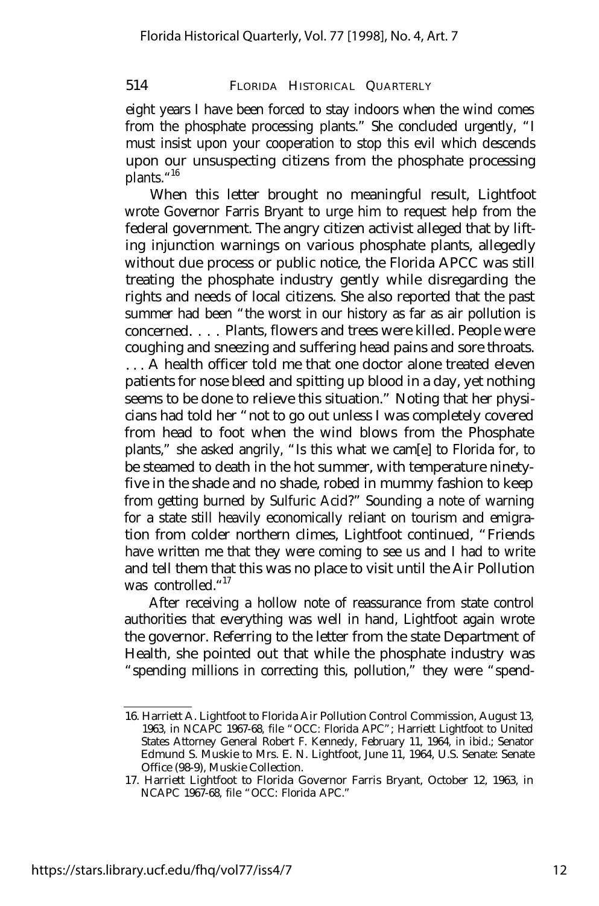eight years I have been forced to stay indoors when the wind comes from the phosphate processing plants." She concluded urgently, "I must insist upon your cooperation to stop this evil which descends upon our unsuspecting citizens from the phosphate processing plants."[16]

When this letter brought no meaningful result, Lightfoot wrote Governor Farris Bryant to urge him to request help from the federal government. The angry citizen activist alleged that by lifting injunction warnings on various phosphate plants, allegedly without due process or public notice, the Florida APCC was still treating the phosphate industry gently while disregarding the rights and needs of local citizens. She also reported that the past summer had been "the worst in our history as far as air pollution is concerned. . . . Plants, flowers and trees were killed. People were coughing and sneezing and suffering head pains and sore throats. . . . A health officer told me that one doctor alone treated eleven patients for nose bleed and spitting up blood in a day, yet nothing seems to be done to relieve this situation." Noting that her physicians had told her "not to go out unless I was completely covered from head to foot when the wind blows from the Phosphate plants," she asked angrily, "Is this what we cam[e] to Florida for, to be steamed to death in the hot summer, with temperature ninety-five in the shade and no shade, robed in mummy fashion to keep from getting burned by Sulfuric Acid?" Sounding a note of warning for a state still heavily economically reliant on tourism and emigration from colder northern climes, Lightfoot continued, "Friends have written me that they were coming to see us and I had to write and tell them that this was no place to visit until the Air Pollution was controlled."[17]

After receiving a hollow note of reassurance from state control authorities that everything was well in hand, Lightfoot again wrote the governor. Referring to the letter from the state Department of Health, she pointed out that while the phosphate industry was "spending millions in correcting this, pollution," they were "spend-

16. Harriett A. Lightfoot to Florida Air Pollution Control Commission, August 13, 1963, in NCAPC 1967-68, file "OCC: Florida APC"; Harriett Lightfoot to United States Attorney General Robert F. Kennedy, February 11, 1964, in ibid.; Senator Edmund S. Muskie to Mrs. E. N. Lightfoot, June 11, 1964, U.S. Senate: Senate Office (98-9), Muskie Collection.

17. Harriett Lightfoot to Florida Governor Farris Bryant, October 12, 1963, in NCAPC 1967-68, file "OCC: Florida APC."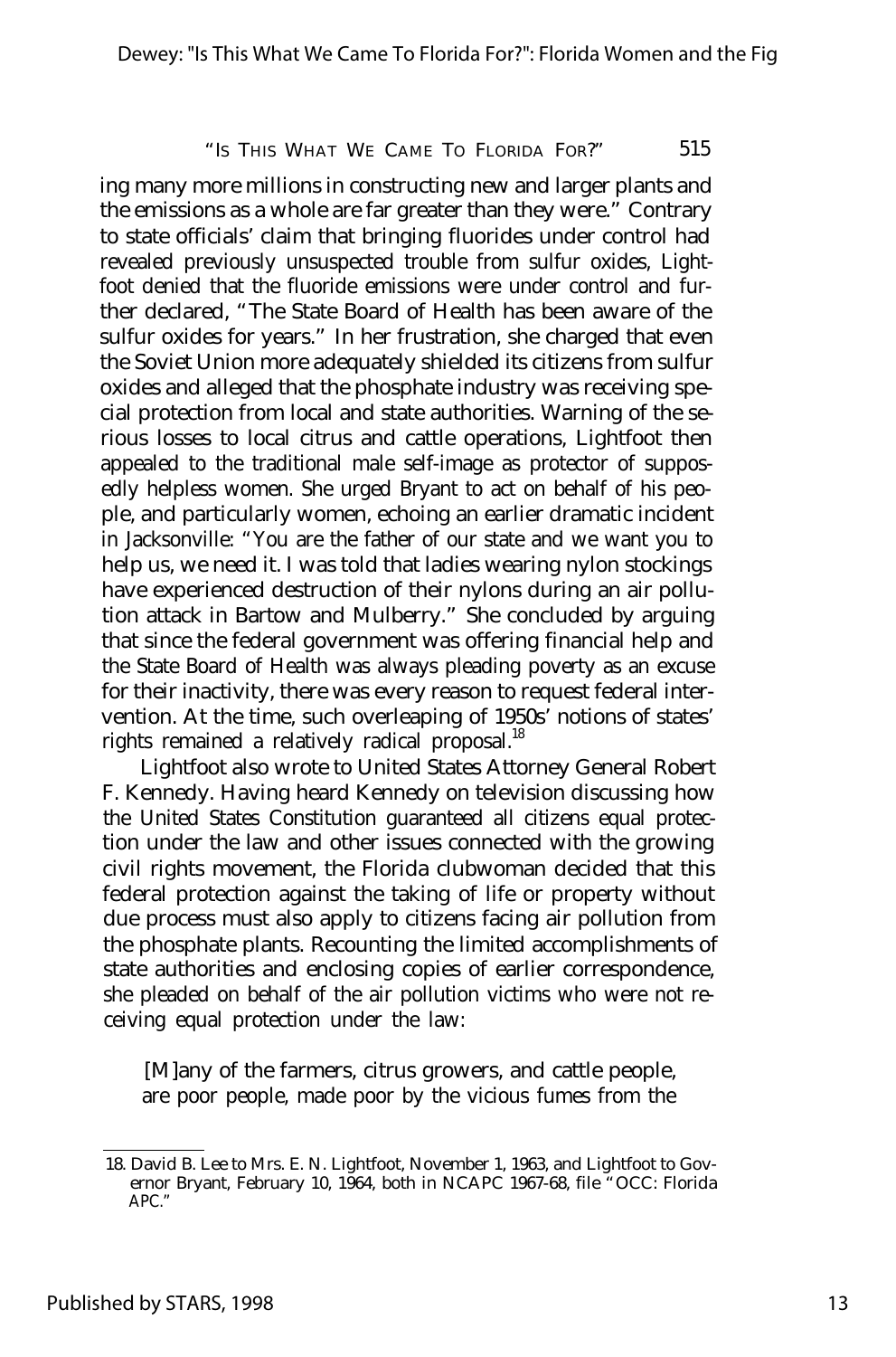ing many more millions in constructing new and larger plants and the emissions as a whole are far greater than they were." Contrary to state officials' claim that bringing fluorides under control had revealed previously unsuspected trouble from sulfur oxides, Lightfoot denied that the fluoride emissions were under control and further declared, "The State Board of Health has been aware of the sulfur oxides for years." In her frustration, she charged that even the Soviet Union more adequately shielded its citizens from sulfur oxides and alleged that the phosphate industry was receiving special protection from local and state authorities. Warning of the serious losses to local citrus and cattle operations, Lightfoot then appealed to the traditional male self-image as protector of supposedly helpless women. She urged Bryant to act on behalf of his people, and particularly women, echoing an earlier dramatic incident in Jacksonville: "You are the father of our state and we want you to help us, we need it. I was told that ladies wearing nylon stockings have experienced destruction of their nylons during an air pollution attack in Bartow and Mulberry." She concluded by arguing that since the federal government was offering financial help and the State Board of Health was always pleading poverty as an excuse for their inactivity, there was every reason to request federal intervention. At the time, such overleaping of 1950s' notions of states' rights remained a relatively radical proposal.[18]

Lightfoot also wrote to United States Attorney General Robert F. Kennedy. Having heard Kennedy on television discussing how the United States Constitution guaranteed all citizens equal protection under the law and other issues connected with the growing civil rights movement, the Florida clubwoman decided that this federal protection against the taking of life or property without due process must also apply to citizens facing air pollution from the phosphate plants. Recounting the limited accomplishments of state authorities and enclosing copies of earlier correspondence, she pleaded on behalf of the air pollution victims who were not receiving equal protection under the law:

> [M]any of the farmers, citrus growers, and cattle people, are poor people, made poor by the vicious fumes from the

18. David B. Lee to Mrs. E. N. Lightfoot, November 1, 1963, and Lightfoot to Governor Bryant, February 10, 1964, both in NCAPC 1967-68, file "OCC: Florida APC."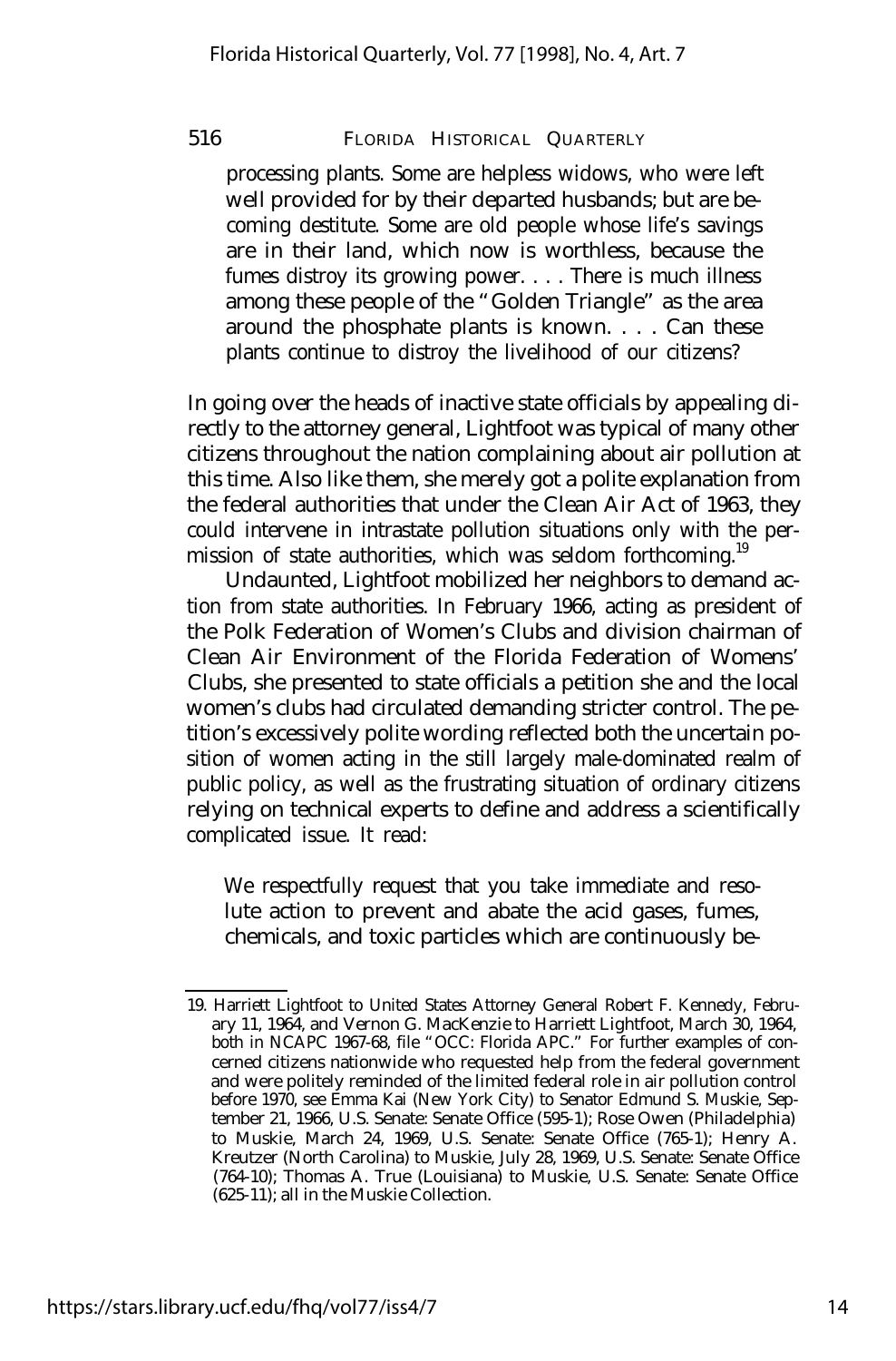processing plants. Some are helpless widows, who were left well provided for by their departed husbands; but are becoming destitute. Some are old people whose life's savings are in their land, which now is worthless, because the fumes distroy its growing power. . . . There is much illness among these people of the "Golden Triangle" as the area around the phosphate plants is known. . . . Can these plants continue to distroy the livelihood of our citizens?

In going over the heads of inactive state officials by appealing directly to the attorney general, Lightfoot was typical of many other citizens throughout the nation complaining about air pollution at this time. Also like them, she merely got a polite explanation from the federal authorities that under the Clean Air Act of 1963, they could intervene in intrastate pollution situations only with the permission of state authorities, which was seldom forthcoming.[19]

Undaunted, Lightfoot mobilized her neighbors to demand action from state authorities. In February 1966, acting as president of the Polk Federation of Women's Clubs and division chairman of Clean Air Environment of the Florida Federation of Womens' Clubs, she presented to state officials a petition she and the local women's clubs had circulated demanding stricter control. The petition's excessively polite wording reflected both the uncertain position of women acting in the still largely male-dominated realm of public policy, as well as the frustrating situation of ordinary citizens relying on technical experts to define and address a scientifically complicated issue. It read:

We respectfully request that you take immediate and resolute action to prevent and abate the acid gases, fumes, chemicals, and toxic particles which are continuously be-

---

19. Harriett Lightfoot to United States Attorney General Robert F. Kennedy, February 11, 1964, and Vernon G. MacKenzie to Harriett Lightfoot, March 30, 1964, both in NCAPC 1967-68, file "OCC: Florida APC." For further examples of concerned citizens nationwide who requested help from the federal government and were politely reminded of the limited federal role in air pollution control before 1970, see Emma Kai (New York City) to Senator Edmund S. Muskie, September 21, 1966, U.S. Senate: Senate Office (595-1); Rose Owen (Philadelphia) to Muskie, March 24, 1969, U.S. Senate: Senate Office (765-1); Henry A. Kreutzer (North Carolina) to Muskie, July 28, 1969, U.S. Senate: Senate Office (764-10); Thomas A. True (Louisiana) to Muskie, U.S. Senate: Senate Office (625-11); all in the Muskie Collection.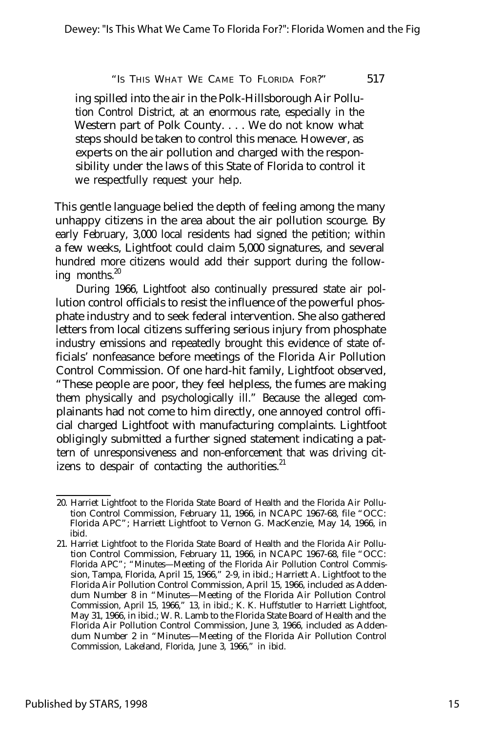ing spilled into the air in the Polk-Hillsborough Air Pollution Control District, at an enormous rate, especially in the Western part of Polk County. . . . We do not know what steps should be taken to control this menace. However, as experts on the air pollution and charged with the responsibility under the laws of this State of Florida to control it we respectfully request your help.

This gentle language belied the depth of feeling among the many unhappy citizens in the area about the air pollution scourge. By early February, 3,000 local residents had signed the petition; within a few weeks, Lightfoot could claim 5,000 signatures, and several hundred more citizens would add their support during the following months.[20]

During 1966, Lightfoot also continually pressured state air pollution control officials to resist the influence of the powerful phosphate industry and to seek federal intervention. She also gathered letters from local citizens suffering serious injury from phosphate industry emissions and repeatedly brought this evidence of state officials' nonfeasance before meetings of the Florida Air Pollution Control Commission. Of one hard-hit family, Lightfoot observed, "These people are poor, they feel helpless, the fumes are making them physically and psychologically ill." Because the alleged complainants had not come to him directly, one annoyed control official charged Lightfoot with manufacturing complaints. Lightfoot obligingly submitted a further signed statement indicating a pattern of unresponsiveness and non-enforcement that was driving citizens to despair of contacting the authorities.[21]

20. Harriet Lightfoot to the Florida State Board of Health and the Florida Air Pollution Control Commission, February 11, 1966, in NCAPC 1967-68, file "OCC: Florida APC"; Harriett Lightfoot to Vernon G. MacKenzie, May 14, 1966, in ibid.

21. Harriet Lightfoot to the Florida State Board of Health and the Florida Air Pollution Control Commission, February 11, 1966, in NCAPC 1967-68, file "OCC: Florida APC"; "Minutes—Meeting of the Florida Air Pollution Control Commission, Tampa, Florida, April 15, 1966," 2-9, in ibid.; Harriett A. Lightfoot to the Florida Air Pollution Control Commission, April 15, 1966, included as Addendum Number 8 in "Minutes—Meeting of the Florida Air Pollution Control Commission, April 15, 1966," 13, in ibid.; K. K. Huffstutler to Harriett Lightfoot, May 31, 1966, in ibid.; W. R. Lamb to the Florida State Board of Health and the Florida Air Pollution Control Commission, June 3, 1966, included as Addendum Number 2 in "Minutes—Meeting of the Florida Air Pollution Control Commission, Lakeland, Florida, June 3, 1966," in ibid.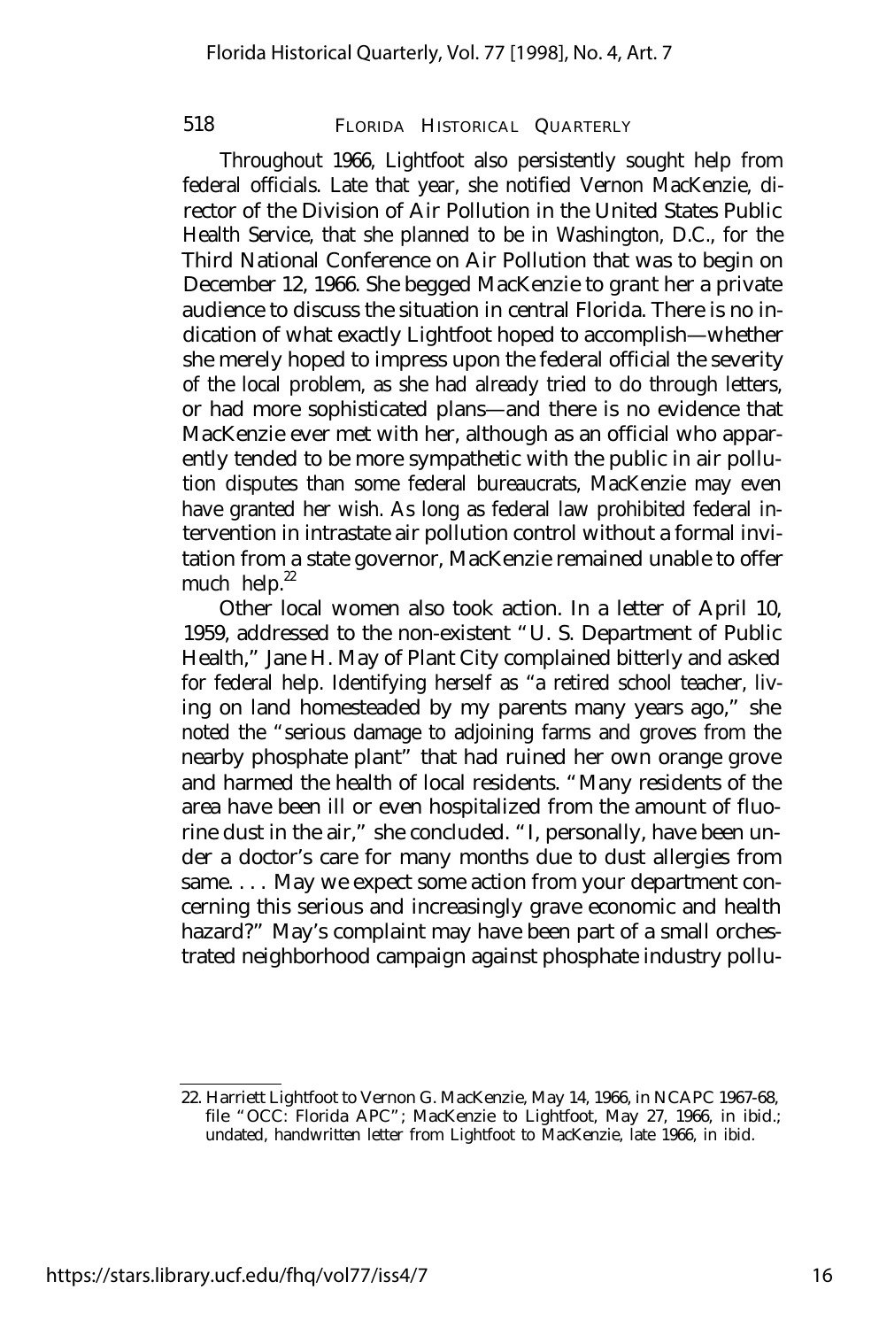Throughout 1966, Lightfoot also persistently sought help from federal officials. Late that year, she notified Vernon MacKenzie, director of the Division of Air Pollution in the United States Public Health Service, that she planned to be in Washington, D.C., for the Third National Conference on Air Pollution that was to begin on December 12, 1966. She begged MacKenzie to grant her a private audience to discuss the situation in central Florida. There is no indication of what exactly Lightfoot hoped to accomplish—whether she merely hoped to impress upon the federal official the severity of the local problem, as she had already tried to do through letters, or had more sophisticated plans—and there is no evidence that MacKenzie ever met with her, although as an official who apparently tended to be more sympathetic with the public in air pollution disputes than some federal bureaucrats, MacKenzie may even have granted her wish. As long as federal law prohibited federal intervention in intrastate air pollution control without a formal invitation from a state governor, MacKenzie remained unable to offer much help.[22]

Other local women also took action. In a letter of April 10, 1959, addressed to the non-existent "U. S. Department of Public Health," Jane H. May of Plant City complained bitterly and asked for federal help. Identifying herself as "a retired school teacher, living on land homesteaded by my parents many years ago," she noted the "serious damage to adjoining farms and groves from the nearby phosphate plant" that had ruined her own orange grove and harmed the health of local residents. "Many residents of the area have been ill or even hospitalized from the amount of fluorine dust in the air," she concluded. "I, personally, have been under a doctor's care for many months due to dust allergies from same. . . . May we expect some action from your department concerning this serious and increasingly grave economic and health hazard?" May's complaint may have been part of a small orchestrated neighborhood campaign against phosphate industry pollu-

22. Harriett Lightfoot to Vernon G. MacKenzie, May 14, 1966, in NCAPC 1967-68, file "OCC: Florida APC"; MacKenzie to Lightfoot, May 27, 1966, in ibid.; undated, handwritten letter from Lightfoot to MacKenzie, late 1966, in ibid.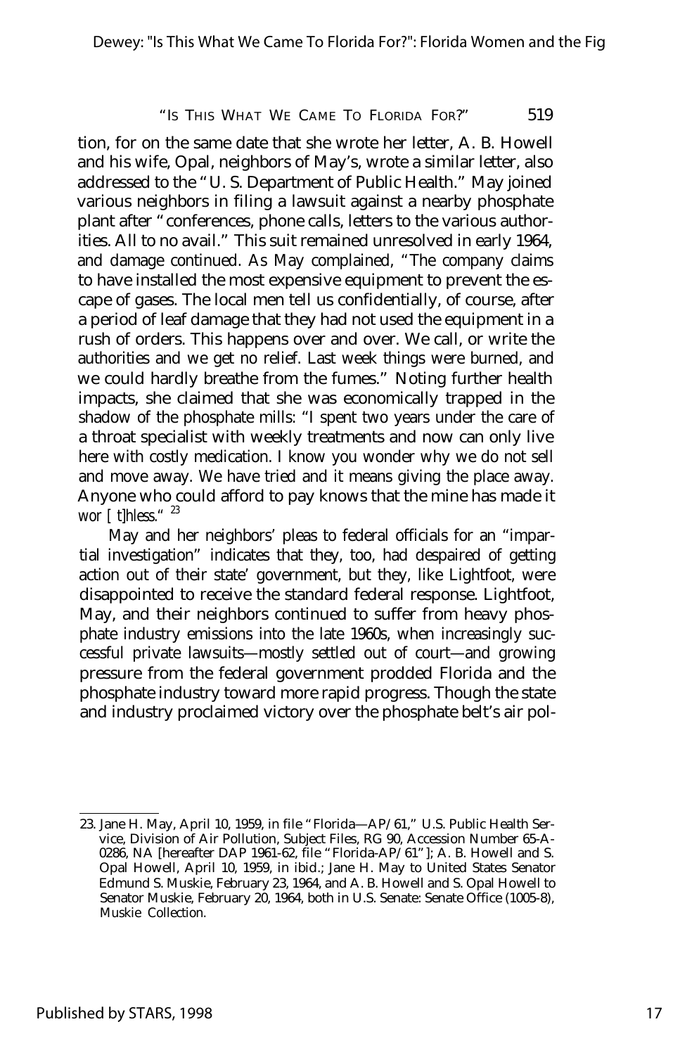tion, for on the same date that she wrote her letter, A. B. Howell and his wife, Opal, neighbors of May's, wrote a similar letter, also addressed to the "U. S. Department of Public Health." May joined various neighbors in filing a lawsuit against a nearby phosphate plant after "conferences, phone calls, letters to the various authorities. All to no avail." This suit remained unresolved in early 1964, and damage continued. As May complained, "The company claims to have installed the most expensive equipment to prevent the escape of gases. The local men tell us confidentially, of course, after a period of leaf damage that they had not used the equipment in a rush of orders. This happens over and over. We call, or write the authorities and we get no relief. Last week things were burned, and we could hardly breathe from the fumes." Noting further health impacts, she claimed that she was economically trapped in the shadow of the phosphate mills: "I spent two years under the care of a throat specialist with weekly treatments and now can only live here with costly medication. I know you wonder why we do not sell and move away. We have tried and it means giving the place away. Anyone who could afford to pay knows that the mine has made it wor [ t]hless." [23]

May and her neighbors' pleas to federal officials for an "impartial investigation" indicates that they, too, had despaired of getting action out of their state' government, but they, like Lightfoot, were disappointed to receive the standard federal response. Lightfoot, May, and their neighbors continued to suffer from heavy phosphate industry emissions into the late 1960s, when increasingly successful private lawsuits—mostly settled out of court—and growing pressure from the federal government prodded Florida and the phosphate industry toward more rapid progress. Though the state and industry proclaimed victory over the phosphate belt's air pol-

23. Jane H. May, April 10, 1959, in file "Florida—AP/61," U.S. Public Health Service, Division of Air Pollution, Subject Files, RG 90, Accession Number 65-A-0286, NA [hereafter DAP 1961-62, file "Florida-AP/61"]; A. B. Howell and S. Opal Howell, April 10, 1959, in ibid.; Jane H. May to United States Senator Edmund S. Muskie, February 23, 1964, and A. B. Howell and S. Opal Howell to Senator Muskie, February 20, 1964, both in U.S. Senate: Senate Office (1005-8), Muskie Collection.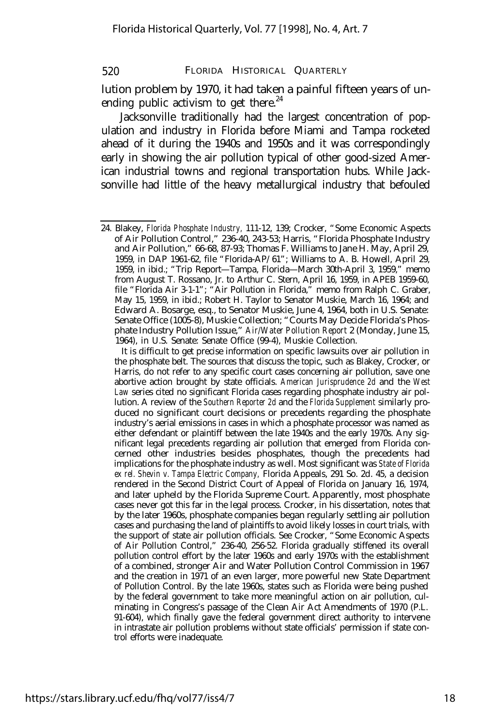lution problem by 1970, it had taken a painful fifteen years of unending public activism to get there.[24]

Jacksonville traditionally had the largest concentration of population and industry in Florida before Miami and Tampa rocketed ahead of it during the 1940s and 1950s and it was correspondingly early in showing the air pollution typical of other good-sized American industrial towns and regional transportation hubs. While Jacksonville had little of the heavy metallurgical industry that befouled

---

24. Blakey, *Florida Phosphate Industry,* 111-12, 139; Crocker, "Some Economic Aspects of Air Pollution Control," 236-40, 243-53; Harris, "Florida Phosphate Industry and Air Pollution," 66-68, 87-93; Thomas F. Williams to Jane H. May, April 29, 1959, in DAP 1961-62, file "Florida-AP/61"; Williams to A. B. Howell, April 29, 1959, in ibid.; "Trip Report—Tampa, Florida—March 30th-April 3, 1959," memo from August T. Rossano, Jr. to Arthur C. Stern, April 16, 1959, in APEB 1959-60, file "Florida Air 3-1-1"; "Air Pollution in Florida," memo from Ralph C. Graber, May 15, 1959, in ibid.; Robert H. Taylor to Senator Muskie, March 16, 1964; and Edward A. Bosarge, esq., to Senator Muskie, June 4, 1964, both in U.S. Senate: Senate Office (1005-8), Muskie Collection; "Courts May Decide Florida's Phosphate Industry Pollution Issue," *Air/Water Pollution Report* 2 (Monday, June 15, 1964), in U.S. Senate: Senate Office (99-4), Muskie Collection.

It is difficult to get precise information on specific lawsuits over air pollution in the phosphate belt. The sources that discuss the topic, such as Blakey, Crocker, or Harris, do not refer to any specific court cases concerning air pollution, save one abortive action brought by state officials. *American Jurisprudence 2d* and the *West Law* series cited no significant Florida cases regarding phosphate industry air pollution. A review of the *Southern Reporter 2d* and the *Florida Supplement* similarly produced no significant court decisions or precedents regarding the phosphate industry's aerial emissions in cases in which a phosphate processor was named as either defendant or plaintiff between the late 1940s and the early 1970s. Any significant legal precedents regarding air pollution that emerged from Florida concerned other industries besides phosphates, though the precedents had implications for the phosphate industry as well. Most significant was *State of Florida ex rel. Shevin v. Tampa Electric Company,* Florida Appeals, 291 So. 2d. 45, a decision rendered in the Second District Court of Appeal of Florida on January 16, 1974, and later upheld by the Florida Supreme Court. Apparently, most phosphate cases never got this far in the legal process. Crocker, in his dissertation, notes that by the later 1960s, phosphate companies began regularly settling air pollution cases and purchasing the land of plaintiffs to avoid likely losses in court trials, with the support of state air pollution officials. See Crocker, "Some Economic Aspects of Air Pollution Control," 236-40, 256-52. Florida gradually stiffened its overall pollution control effort by the later 1960s and early 1970s with the establishment of a combined, stronger Air and Water Pollution Control Commission in 1967 and the creation in 1971 of an even larger, more powerful new State Department of Pollution Control. By the late 1960s, states such as Florida were being pushed by the federal government to take more meaningful action on air pollution, culminating in Congress's passage of the Clean Air Act Amendments of 1970 (P.L. 91-604), which finally gave the federal government direct authority to intervene in intrastate air pollution problems without state officials' permission if state control efforts were inadequate.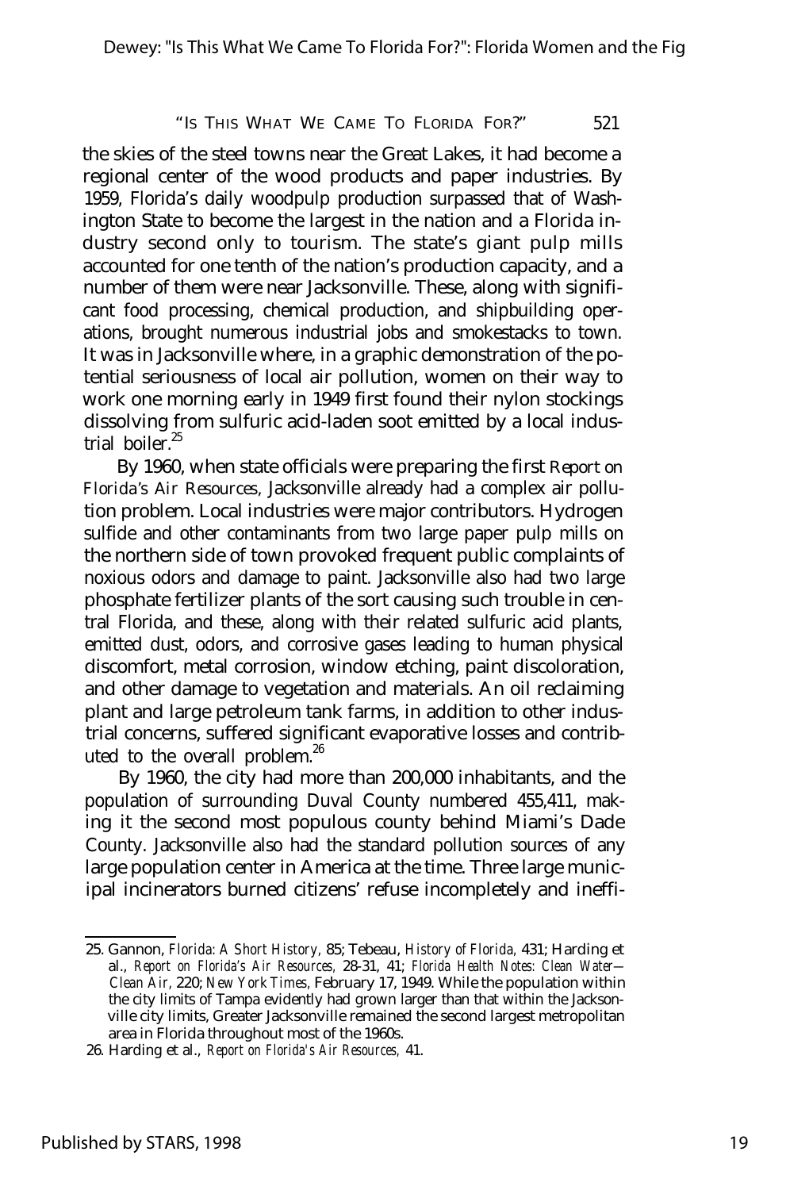the skies of the steel towns near the Great Lakes, it had become a regional center of the wood products and paper industries. By 1959, Florida's daily woodpulp production surpassed that of Washington State to become the largest in the nation and a Florida industry second only to tourism. The state's giant pulp mills accounted for one tenth of the nation's production capacity, and a number of them were near Jacksonville. These, along with significant food processing, chemical production, and shipbuilding operations, brought numerous industrial jobs and smokestacks to town. It was in Jacksonville where, in a graphic demonstration of the potential seriousness of local air pollution, women on their way to work one morning early in 1949 first found their nylon stockings dissolving from sulfuric acid-laden soot emitted by a local industrial boiler.[25]

By 1960, when state officials were preparing the first *Report on Florida's Air Resources*, Jacksonville already had a complex air pollution problem. Local industries were major contributors. Hydrogen sulfide and other contaminants from two large paper pulp mills on the northern side of town provoked frequent public complaints of noxious odors and damage to paint. Jacksonville also had two large phosphate fertilizer plants of the sort causing such trouble in central Florida, and these, along with their related sulfuric acid plants, emitted dust, odors, and corrosive gases leading to human physical discomfort, metal corrosion, window etching, paint discoloration, and other damage to vegetation and materials. An oil reclaiming plant and large petroleum tank farms, in addition to other industrial concerns, suffered significant evaporative losses and contributed to the overall problem.[26]

By 1960, the city had more than 200,000 inhabitants, and the population of surrounding Duval County numbered 455,411, making it the second most populous county behind Miami's Dade County. Jacksonville also had the standard pollution sources of any large population center in America at the time. Three large municipal incinerators burned citizens' refuse incompletely and ineffi-

---

25. Gannon, *Florida: A Short History*, 85; Tebeau, *History of Florida*, 431; Harding et al., *Report on Florida's Air Resources*, 28-31, 41; *Florida Health Notes: Clean Water—Clean Air*, 220; *New York Times*, February 17, 1949. While the population within the city limits of Tampa evidently had grown larger than that within the Jacksonville city limits, Greater Jacksonville remained the second largest metropolitan area in Florida throughout most of the 1960s.

26. Harding et al., *Report on Florida's Air Resources*, 41.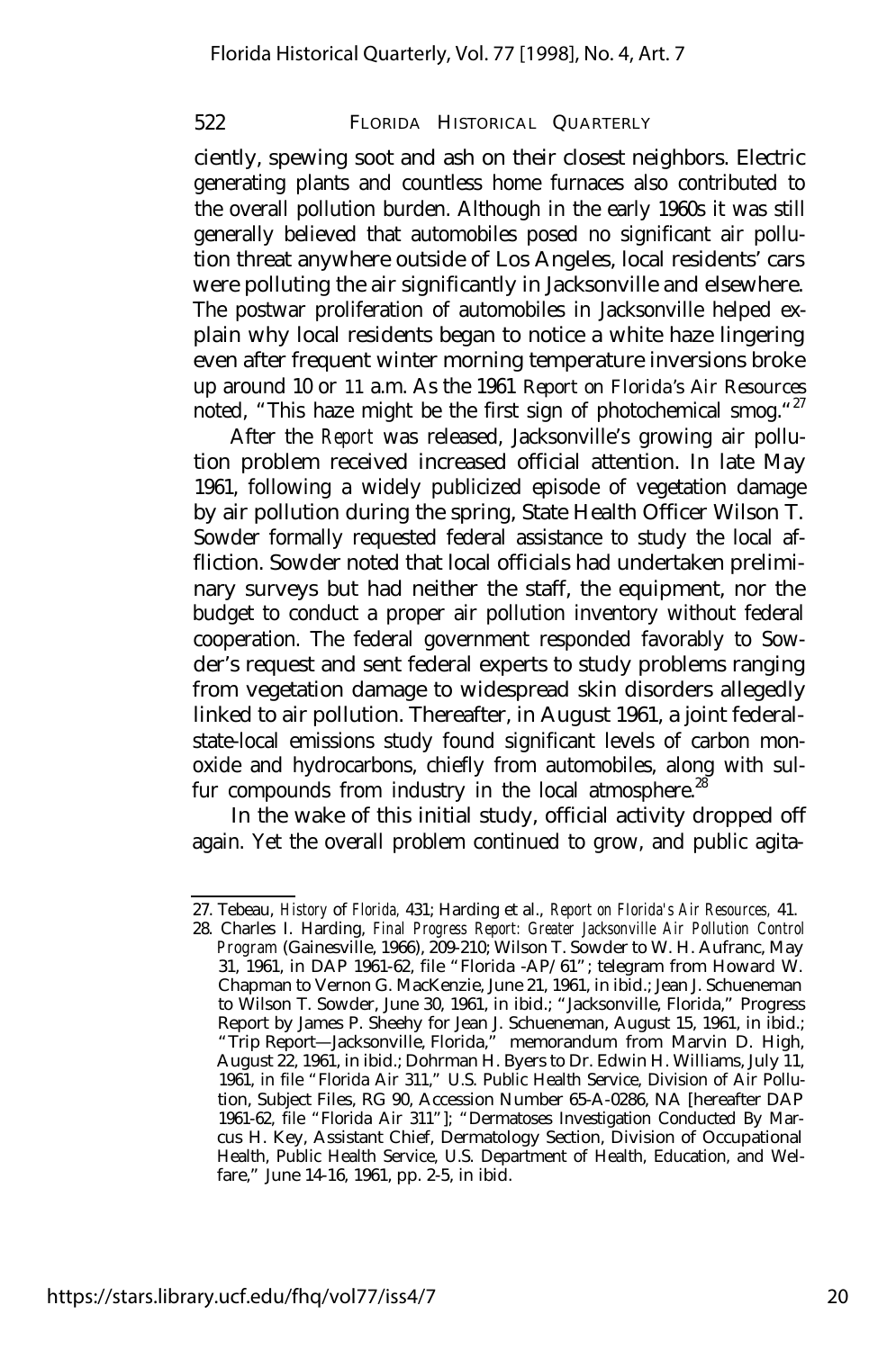ciently, spewing soot and ash on their closest neighbors. Electric generating plants and countless home furnaces also contributed to the overall pollution burden. Although in the early 1960s it was still generally believed that automobiles posed no significant air pollution threat anywhere outside of Los Angeles, local residents' cars were polluting the air significantly in Jacksonville and elsewhere. The postwar proliferation of automobiles in Jacksonville helped explain why local residents began to notice a white haze lingering even after frequent winter morning temperature inversions broke up around 10 or 11 a.m. As the 1961 *Report on Florida's Air Resources* noted, "This haze might be the first sign of photochemical smog."[27]

After the *Report* was released, Jacksonville's growing air pollution problem received increased official attention. In late May 1961, following a widely publicized episode of vegetation damage by air pollution during the spring, State Health Officer Wilson T. Sowder formally requested federal assistance to study the local affliction. Sowder noted that local officials had undertaken preliminary surveys but had neither the staff, the equipment, nor the budget to conduct a proper air pollution inventory without federal cooperation. The federal government responded favorably to Sowder's request and sent federal experts to study problems ranging from vegetation damage to widespread skin disorders allegedly linked to air pollution. Thereafter, in August 1961, a joint federal-state-local emissions study found significant levels of carbon monoxide and hydrocarbons, chiefly from automobiles, along with sulfur compounds from industry in the local atmosphere.[28]

In the wake of this initial study, official activity dropped off again. Yet the overall problem continued to grow, and public agita-

---

27. Tebeau, *History of Florida,* 431; Harding et al., *Report on Florida's Air Resources,* 41.

28. Charles I. Harding, *Final Progress Report: Greater Jacksonville Air Pollution Control Program* (Gainesville, 1966), 209-210; Wilson T. Sowder to W. H. Aufranc, May 31, 1961, in DAP 1961-62, file "Florida -AP/61"; telegram from Howard W. Chapman to Vernon G. MacKenzie, June 21, 1961, in ibid.; Jean J. Schueneman to Wilson T. Sowder, June 30, 1961, in ibid.; "Jacksonville, Florida," Progress Report by James P. Sheehy for Jean J. Schueneman, August 15, 1961, in ibid.; "Trip Report—Jacksonville, Florida," memorandum from Marvin D. High, August 22, 1961, in ibid.; Dohrman H. Byers to Dr. Edwin H. Williams, July 11, 1961, in file "Florida Air 311," U.S. Public Health Service, Division of Air Pollution, Subject Files, RG 90, Accession Number 65-A-0286, NA [hereafter DAP 1961-62, file "Florida Air 311"]; "Dermatoses Investigation Conducted By Marcus H. Key, Assistant Chief, Dermatology Section, Division of Occupational Health, Public Health Service, U.S. Department of Health, Education, and Welfare," June 14-16, 1961, pp. 2-5, in ibid.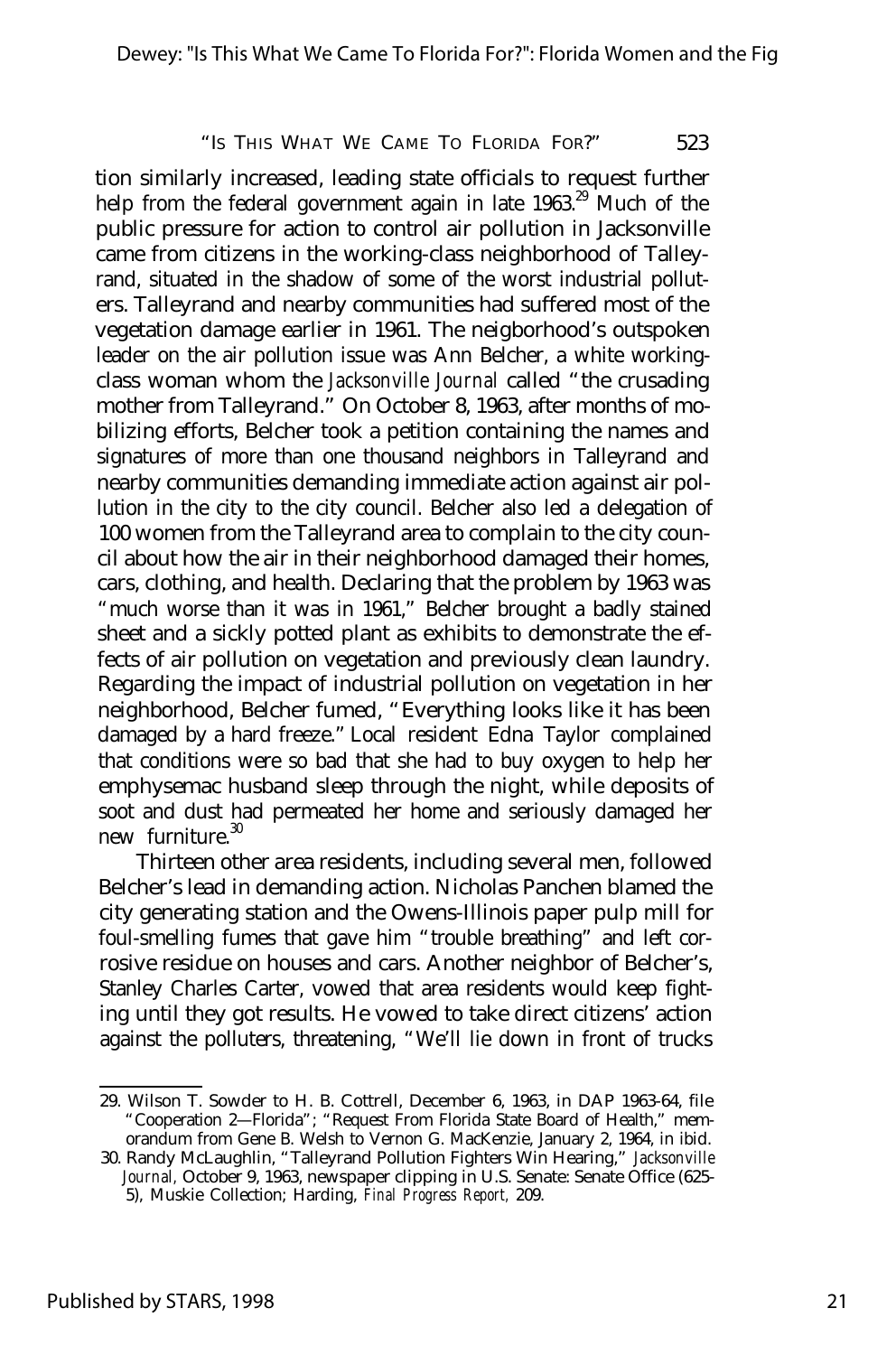tion similarly increased, leading state officials to request further help from the federal government again in late 1963.[29] Much of the public pressure for action to control air pollution in Jacksonville came from citizens in the working-class neighborhood of Talleyrand, situated in the shadow of some of the worst industrial polluters. Talleyrand and nearby communities had suffered most of the vegetation damage earlier in 1961. The neigborhood's outspoken leader on the air pollution issue was Ann Belcher, a white working-class woman whom the *Jacksonville Journal* called "the crusading mother from Talleyrand." On October 8, 1963, after months of mobilizing efforts, Belcher took a petition containing the names and signatures of more than one thousand neighbors in Talleyrand and nearby communities demanding immediate action against air pollution in the city to the city council. Belcher also led a delegation of 100 women from the Talleyrand area to complain to the city council about how the air in their neighborhood damaged their homes, cars, clothing, and health. Declaring that the problem by 1963 was "much worse than it was in 1961," Belcher brought a badly stained sheet and a sickly potted plant as exhibits to demonstrate the effects of air pollution on vegetation and previously clean laundry. Regarding the impact of industrial pollution on vegetation in her neighborhood, Belcher fumed, "Everything looks like it has been damaged by a hard freeze." Local resident Edna Taylor complained that conditions were so bad that she had to buy oxygen to help her emphysemac husband sleep through the night, while deposits of soot and dust had permeated her home and seriously damaged her new furniture.[30]

Thirteen other area residents, including several men, followed Belcher's lead in demanding action. Nicholas Panchen blamed the city generating station and the Owens-Illinois paper pulp mill for foul-smelling fumes that gave him "trouble breathing" and left corrosive residue on houses and cars. Another neighbor of Belcher's, Stanley Charles Carter, vowed that area residents would keep fighting until they got results. He vowed to take direct citizens' action against the polluters, threatening, "We'll lie down in front of trucks

29. Wilson T. Sowder to H. B. Cottrell, December 6, 1963, in DAP 1963-64, file "Cooperation 2—Florida"; "Request From Florida State Board of Health," memorandum from Gene B. Welsh to Vernon G. MacKenzie, January 2, 1964, in ibid.

30. Randy McLaughlin, "Talleyrand Pollution Fighters Win Hearing," *Jacksonville Journal*, October 9, 1963, newspaper clipping in U.S. Senate: Senate Office (625-5), Muskie Collection; Harding, *Final Progress Report*, 209.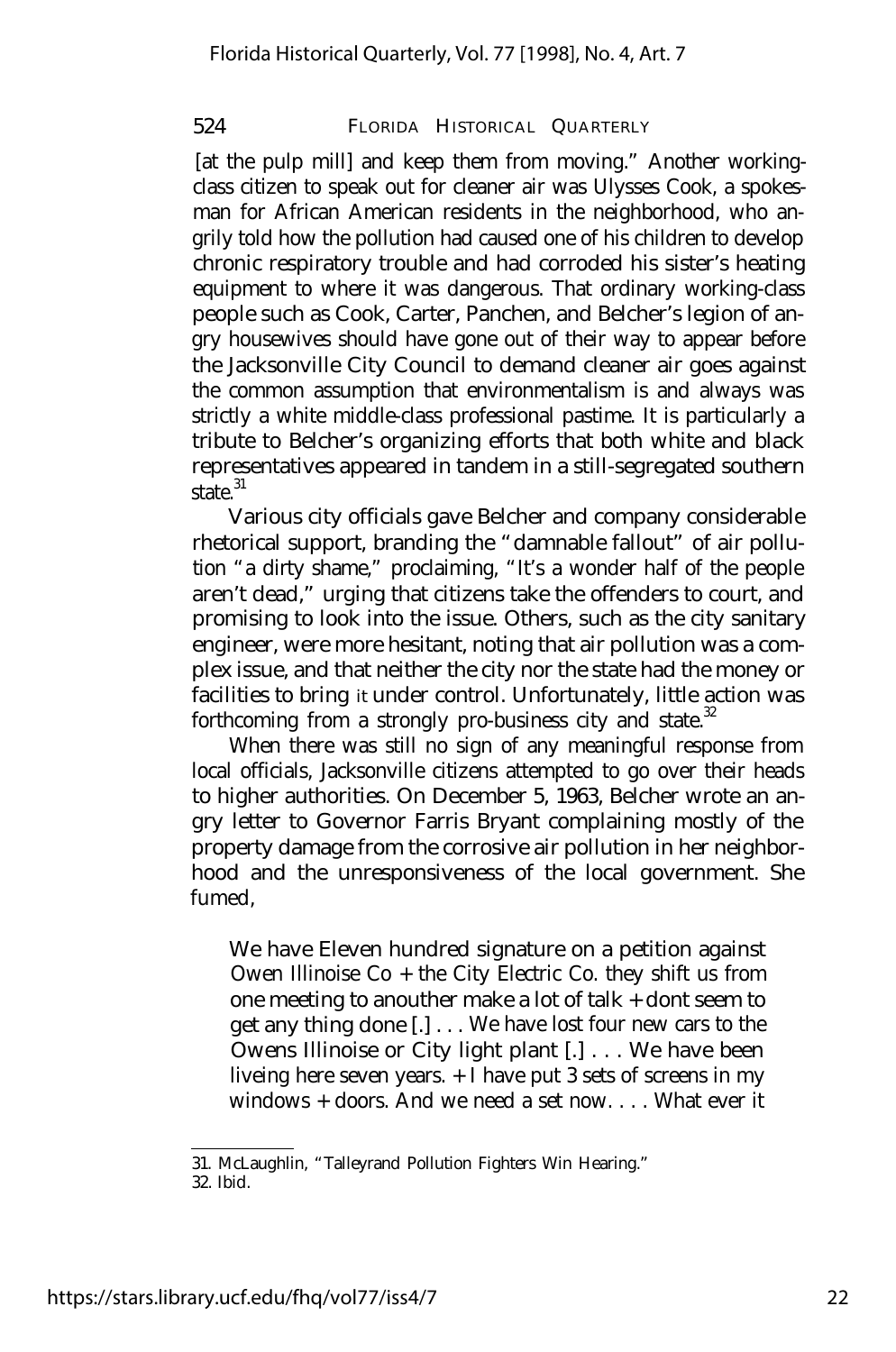[at the pulp mill] and keep them from moving." Another working-class citizen to speak out for cleaner air was Ulysses Cook, a spokesman for African American residents in the neighborhood, who angrily told how the pollution had caused one of his children to develop chronic respiratory trouble and had corroded his sister's heating equipment to where it was dangerous. That ordinary working-class people such as Cook, Carter, Panchen, and Belcher's legion of angry housewives should have gone out of their way to appear before the Jacksonville City Council to demand cleaner air goes against the common assumption that environmentalism is and always was strictly a white middle-class professional pastime. It is particularly a tribute to Belcher's organizing efforts that both white and black representatives appeared in tandem in a still-segregated southern state.[31]

Various city officials gave Belcher and company considerable rhetorical support, branding the "damnable fallout" of air pollution "a dirty shame," proclaiming, "It's a wonder half of the people aren't dead," urging that citizens take the offenders to court, and promising to look into the issue. Others, such as the city sanitary engineer, were more hesitant, noting that air pollution was a complex issue, and that neither the city nor the state had the money or facilities to bring it under control. Unfortunately, little action was forthcoming from a strongly pro-business city and state.[32]

When there was still no sign of any meaningful response from local officials, Jacksonville citizens attempted to go over their heads to higher authorities. On December 5, 1963, Belcher wrote an angry letter to Governor Farris Bryant complaining mostly of the property damage from the corrosive air pollution in her neighborhood and the unresponsiveness of the local government. She fumed,

> We have Eleven hundred signature on a petition against Owen Illinoise Co + the City Electric Co. they shift us from one meeting to anouther make a lot of talk + dont seem to get any thing done [.] . . . We have lost four new cars to the Owens Illinoise or City light plant [.] . . . We have been liveing here seven years. + I have put 3 sets of screens in my windows + doors. And we need a set now. . . . What ever it

31. McLaughlin, "Talleyrand Pollution Fighters Win Hearing."
32. Ibid.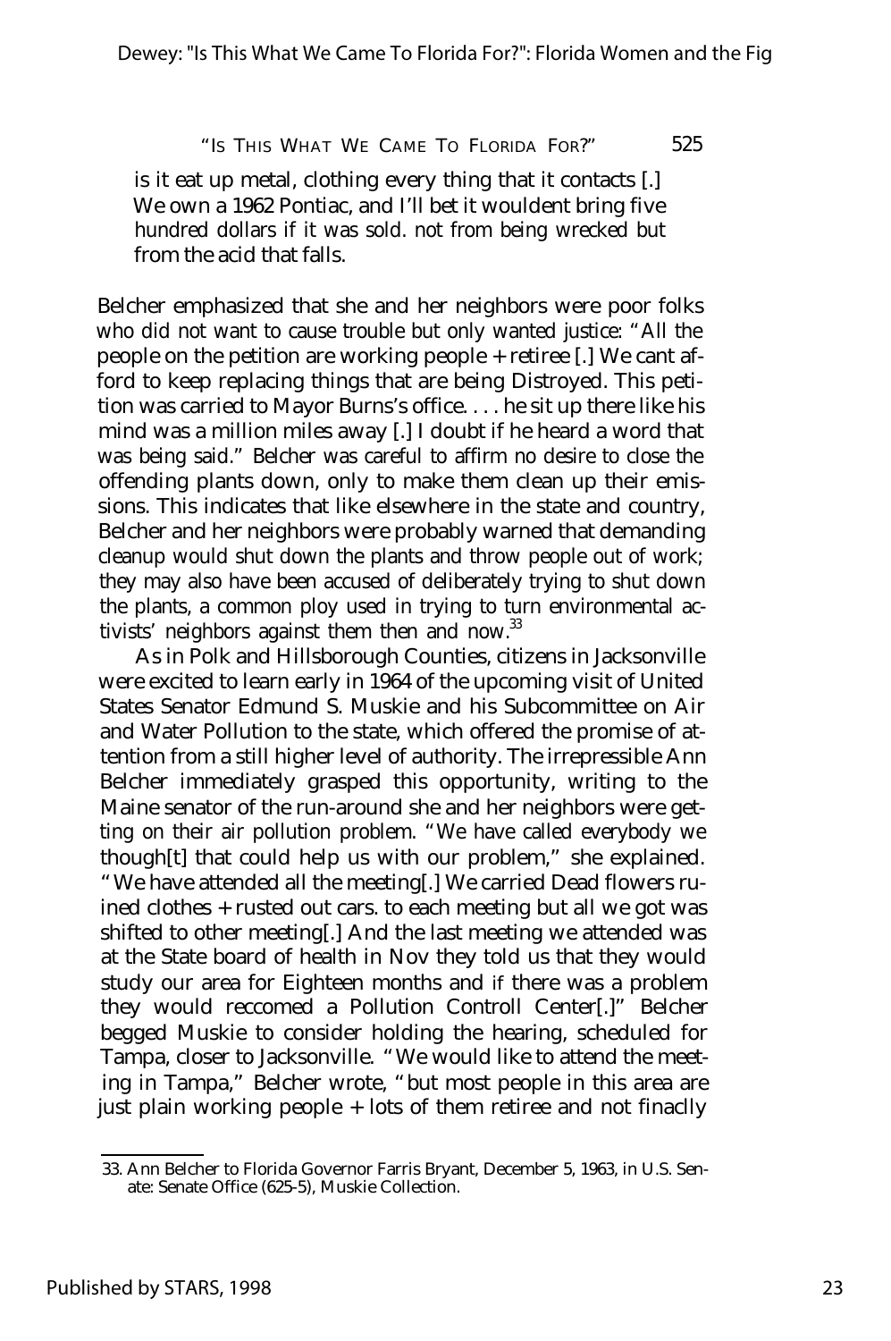is it eat up metal, clothing every thing that it contacts [.] We own a 1962 Pontiac, and I'll bet it wouldent bring five hundred dollars if it was sold. not from being wrecked but from the acid that falls.

Belcher emphasized that she and her neighbors were poor folks who did not want to cause trouble but only wanted justice: "All the people on the petition are working people + retiree [.] We cant afford to keep replacing things that are being Distroyed. This petition was carried to Mayor Burns's office. . . . he sit up there like his mind was a million miles away [.] I doubt if he heard a word that was being said." Belcher was careful to affirm no desire to close the offending plants down, only to make them clean up their emissions. This indicates that like elsewhere in the state and country, Belcher and her neighbors were probably warned that demanding cleanup would shut down the plants and throw people out of work; they may also have been accused of deliberately trying to shut down the plants, a common ploy used in trying to turn environmental activists' neighbors against them then and now.[33]

As in Polk and Hillsborough Counties, citizens in Jacksonville were excited to learn early in 1964 of the upcoming visit of United States Senator Edmund S. Muskie and his Subcommittee on Air and Water Pollution to the state, which offered the promise of attention from a still higher level of authority. The irrepressible Ann Belcher immediately grasped this opportunity, writing to the Maine senator of the run-around she and her neighbors were getting on their air pollution problem. "We have called everybody we though[t] that could help us with our problem," she explained. "We have attended all the meeting[.] We carried Dead flowers ruined clothes + rusted out cars. to each meeting but all we got was shifted to other meeting[.] And the last meeting we attended was at the State board of health in Nov they told us that they would study our area for Eighteen months and if there was a problem they would reccomed a Pollution Controll Center[.]" Belcher begged Muskie to consider holding the hearing, scheduled for Tampa, closer to Jacksonville. "We would like to attend the meeting in Tampa," Belcher wrote, "but most people in this area are just plain working people + lots of them retiree and not finaclly

33. Ann Belcher to Florida Governor Farris Bryant, December 5, 1963, in U.S. Senate: Senate Office (625-5), Muskie Collection.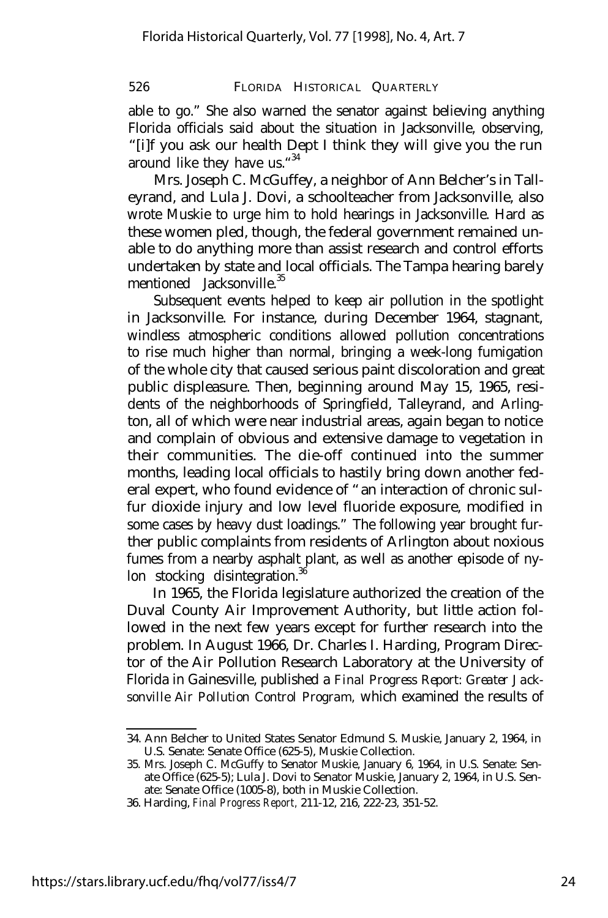able to go." She also warned the senator against believing anything Florida officials said about the situation in Jacksonville, observing, "[i]f you ask our health Dept I think they will give you the run around like they have us."[34]

Mrs. Joseph C. McGuffey, a neighbor of Ann Belcher's in Talleyrand, and Lula J. Dovi, a schoolteacher from Jacksonville, also wrote Muskie to urge him to hold hearings in Jacksonville. Hard as these women pled, though, the federal government remained unable to do anything more than assist research and control efforts undertaken by state and local officials. The Tampa hearing barely mentioned Jacksonville.[35]

Subsequent events helped to keep air pollution in the spotlight in Jacksonville. For instance, during December 1964, stagnant, windless atmospheric conditions allowed pollution concentrations to rise much higher than normal, bringing a week-long fumigation of the whole city that caused serious paint discoloration and great public displeasure. Then, beginning around May 15, 1965, residents of the neighborhoods of Springfield, Talleyrand, and Arlington, all of which were near industrial areas, again began to notice and complain of obvious and extensive damage to vegetation in their communities. The die-off continued into the summer months, leading local officials to hastily bring down another federal expert, who found evidence of "an interaction of chronic sulfur dioxide injury and low level fluoride exposure, modified in some cases by heavy dust loadings." The following year brought further public complaints from residents of Arlington about noxious fumes from a nearby asphalt plant, as well as another episode of nylon stocking disintegration.[36]

In 1965, the Florida legislature authorized the creation of the Duval County Air Improvement Authority, but little action followed in the next few years except for further research into the problem. In August 1966, Dr. Charles I. Harding, Program Director of the Air Pollution Research Laboratory at the University of Florida in Gainesville, published a *Final Progress Report: Greater Jacksonville Air Pollution Control Program*, which examined the results of

---

34. Ann Belcher to United States Senator Edmund S. Muskie, January 2, 1964, in U.S. Senate: Senate Office (625-5), Muskie Collection.

35. Mrs. Joseph C. McGuffy to Senator Muskie, January 6, 1964, in U.S. Senate: Senate Office (625-5); Lula J. Dovi to Senator Muskie, January 2, 1964, in U.S. Senate: Senate Office (1005-8), both in Muskie Collection.

36. Harding, *Final Progress Report*, 211-12, 216, 222-23, 351-52.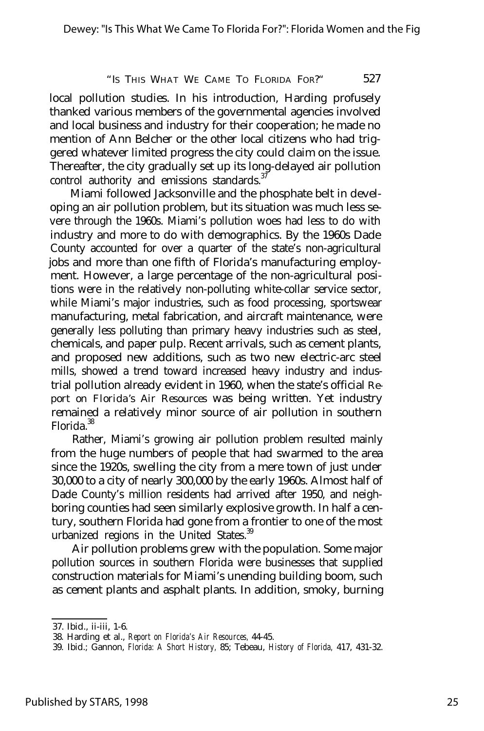local pollution studies. In his introduction, Harding profusely thanked various members of the governmental agencies involved and local business and industry for their cooperation; he made no mention of Ann Belcher or the other local citizens who had triggered whatever limited progress the city could claim on the issue. Thereafter, the city gradually set up its long-delayed air pollution control authority and emissions standards.[37]

Miami followed Jacksonville and the phosphate belt in developing an air pollution problem, but its situation was much less severe through the 1960s. Miami's pollution woes had less to do with industry and more to do with demographics. By the 1960s Dade County accounted for over a quarter of the state's non-agricultural jobs and more than one fifth of Florida's manufacturing employment. However, a large percentage of the non-agricultural positions were in the relatively non-polluting white-collar service sector, while Miami's major industries, such as food processing, sportswear manufacturing, metal fabrication, and aircraft maintenance, were generally less polluting than primary heavy industries such as steel, chemicals, and paper pulp. Recent arrivals, such as cement plants, and proposed new additions, such as two new electric-arc steel mills, showed a trend toward increased heavy industry and industrial pollution already evident in 1960, when the state's official *Report on Florida's Air Resources* was being written. Yet industry remained a relatively minor source of air pollution in southern Florida.[38]

Rather, Miami's growing air pollution problem resulted mainly from the huge numbers of people that had swarmed to the area since the 1920s, swelling the city from a mere town of just under 30,000 to a city of nearly 300,000 by the early 1960s. Almost half of Dade County's million residents had arrived after 1950, and neighboring counties had seen similarly explosive growth. In half a century, southern Florida had gone from a frontier to one of the most urbanized regions in the United States.[39]

Air pollution problems grew with the population. Some major pollution sources in southern Florida were businesses that supplied construction materials for Miami's unending building boom, such as cement plants and asphalt plants. In addition, smoky, burning

---

37. Ibid., ii-iii, 1-6.
38. Harding et al., *Report on Florida's Air Resources,* 44-45.
39. Ibid.; Gannon, *Florida: A Short History,* 85; Tebeau, *History of Florida,* 417, 431-32.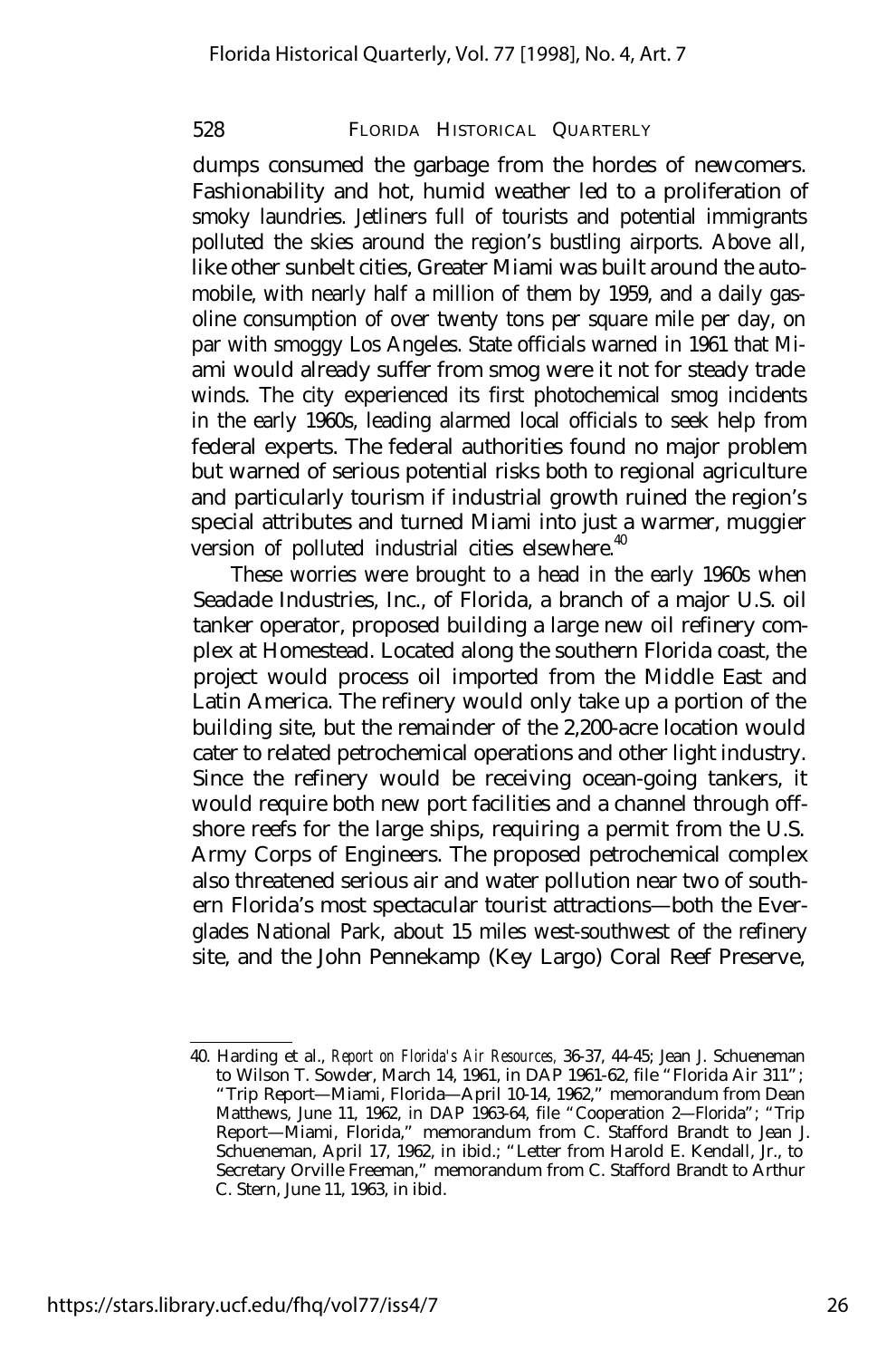dumps consumed the garbage from the hordes of newcomers. Fashionability and hot, humid weather led to a proliferation of smoky laundries. Jetliners full of tourists and potential immigrants polluted the skies around the region's bustling airports. Above all, like other sunbelt cities, Greater Miami was built around the automobile, with nearly half a million of them by 1959, and a daily gasoline consumption of over twenty tons per square mile per day, on par with smoggy Los Angeles. State officials warned in 1961 that Miami would already suffer from smog were it not for steady trade winds. The city experienced its first photochemical smog incidents in the early 1960s, leading alarmed local officials to seek help from federal experts. The federal authorities found no major problem but warned of serious potential risks both to regional agriculture and particularly tourism if industrial growth ruined the region's special attributes and turned Miami into just a warmer, muggier version of polluted industrial cities elsewhere.[40]

These worries were brought to a head in the early 1960s when Seadade Industries, Inc., of Florida, a branch of a major U.S. oil tanker operator, proposed building a large new oil refinery complex at Homestead. Located along the southern Florida coast, the project would process oil imported from the Middle East and Latin America. The refinery would only take up a portion of the building site, but the remainder of the 2,200-acre location would cater to related petrochemical operations and other light industry. Since the refinery would be receiving ocean-going tankers, it would require both new port facilities and a channel through offshore reefs for the large ships, requiring a permit from the U.S. Army Corps of Engineers. The proposed petrochemical complex also threatened serious air and water pollution near two of southern Florida's most spectacular tourist attractions—both the Everglades National Park, about 15 miles west-southwest of the refinery site, and the John Pennekamp (Key Largo) Coral Reef Preserve,

---

40. Harding et al., *Report on Florida's Air Resources*, 36-37, 44-45; Jean J. Schueneman to Wilson T. Sowder, March 14, 1961, in DAP 1961-62, file "Florida Air 311"; "Trip Report—Miami, Florida—April 10-14, 1962," memorandum from Dean Matthews, June 11, 1962, in DAP 1963-64, file "Cooperation 2—Florida"; "Trip Report—Miami, Florida," memorandum from C. Stafford Brandt to Jean J. Schueneman, April 17, 1962, in ibid.; "Letter from Harold E. Kendall, Jr., to Secretary Orville Freeman," memorandum from C. Stafford Brandt to Arthur C. Stern, June 11, 1963, in ibid.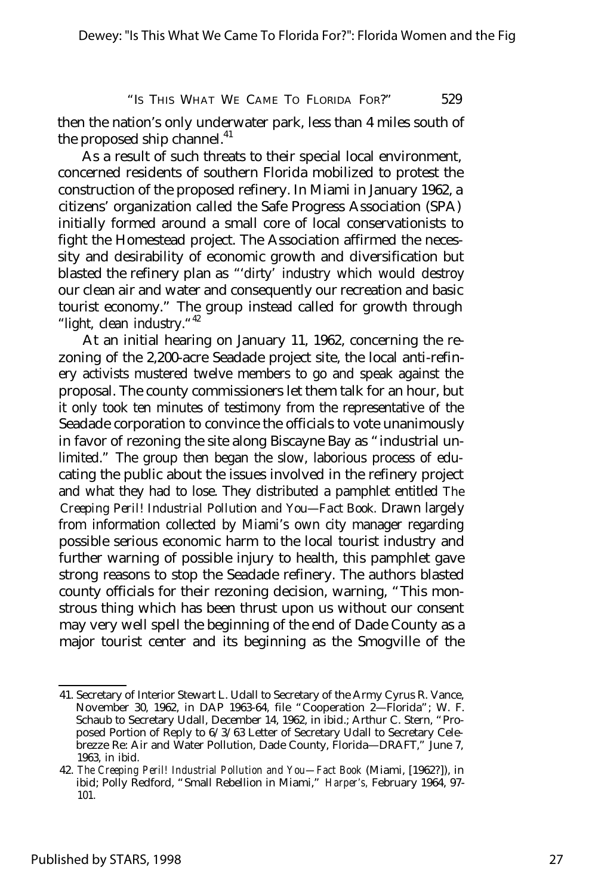then the nation's only underwater park, less than 4 miles south of the proposed ship channel.[41]

As a result of such threats to their special local environment, concerned residents of southern Florida mobilized to protest the construction of the proposed refinery. In Miami in January 1962, a citizens' organization called the Safe Progress Association (SPA) initially formed around a small core of local conservationists to fight the Homestead project. The Association affirmed the necessity and desirability of economic growth and diversification but blasted the refinery plan as "'dirty' industry which would destroy our clean air and water and consequently our recreation and basic tourist economy." The group instead called for growth through "light, clean industry."[42]

At an initial hearing on January 11, 1962, concerning the rezoning of the 2,200-acre Seadade project site, the local anti-refinery activists mustered twelve members to go and speak against the proposal. The county commissioners let them talk for an hour, but it only took ten minutes of testimony from the representative of the Seadade corporation to convince the officials to vote unanimously in favor of rezoning the site along Biscayne Bay as "industrial unlimited." The group then began the slow, laborious process of educating the public about the issues involved in the refinery project and what they had to lose. They distributed a pamphlet entitled *The Creeping Peril! Industrial Pollution and You—Fact Book.* Drawn largely from information collected by Miami's own city manager regarding possible serious economic harm to the local tourist industry and further warning of possible injury to health, this pamphlet gave strong reasons to stop the Seadade refinery. The authors blasted county officials for their rezoning decision, warning, "This monstrous thing which has been thrust upon us without our consent may very well spell the beginning of the end of Dade County as a major tourist center and its beginning as the Smogville of the

---

41. Secretary of Interior Stewart L. Udall to Secretary of the Army Cyrus R. Vance, November 30, 1962, in DAP 1963-64, file "Cooperation 2—Florida"; W. F. Schaub to Secretary Udall, December 14, 1962, in ibid.; Arthur C. Stern, "Proposed Portion of Reply to 6/3/63 Letter of Secretary Udall to Secretary Celebrezze Re: Air and Water Pollution, Dade County, Florida—DRAFT," June 7, 1963, in ibid.

42. *The Creeping Peril! Industrial Pollution and You—Fact Book* (Miami, [1962?]), in ibid; Polly Redford, "Small Rebellion in Miami," *Harper's,* February 1964, 97-101.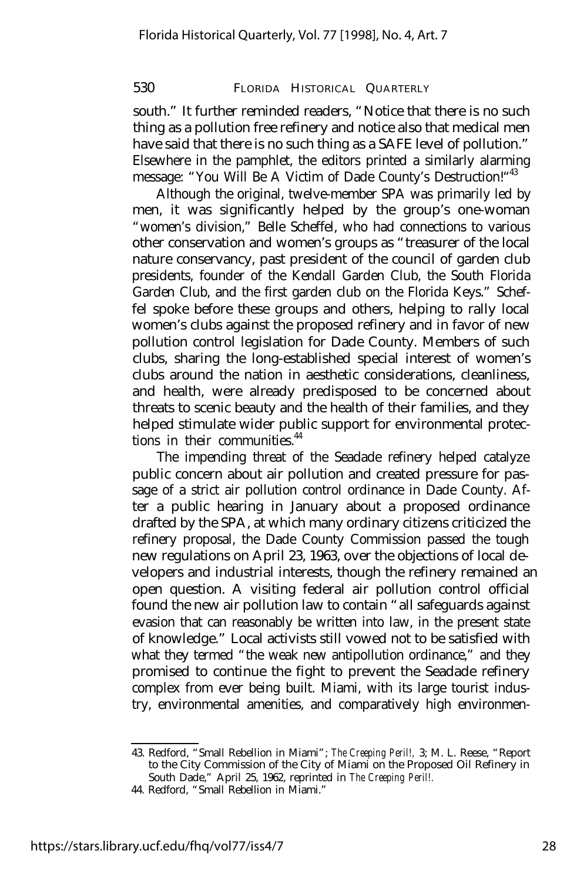south." It further reminded readers, "Notice that there is no such thing as a pollution free refinery and notice also that medical men have said that there is no such thing as a SAFE level of pollution." Elsewhere in the pamphlet, the editors printed a similarly alarming message: "You Will Be A Victim of Dade County's Destruction!"[43]

Although the original, twelve-member SPA was primarily led by men, it was significantly helped by the group's one-woman "women's division," Belle Scheffel, who had connections to various other conservation and women's groups as "treasurer of the local nature conservancy, past president of the council of garden club presidents, founder of the Kendall Garden Club, the South Florida Garden Club, and the first garden club on the Florida Keys." Scheffel spoke before these groups and others, helping to rally local women's clubs against the proposed refinery and in favor of new pollution control legislation for Dade County. Members of such clubs, sharing the long-established special interest of women's clubs around the nation in aesthetic considerations, cleanliness, and health, were already predisposed to be concerned about threats to scenic beauty and the health of their families, and they helped stimulate wider public support for environmental protections in their communities.[44]

The impending threat of the Seadade refinery helped catalyze public concern about air pollution and created pressure for passage of a strict air pollution control ordinance in Dade County. After a public hearing in January about a proposed ordinance drafted by the SPA, at which many ordinary citizens criticized the refinery proposal, the Dade County Commission passed the tough new regulations on April 23, 1963, over the objections of local developers and industrial interests, though the refinery remained an open question. A visiting federal air pollution control official found the new air pollution law to contain "all safeguards against evasion that can reasonably be written into law, in the present state of knowledge." Local activists still vowed not to be satisfied with what they termed "the weak new antipollution ordinance," and they promised to continue the fight to prevent the Seadade refinery complex from ever being built. Miami, with its large tourist industry, environmental amenities, and comparatively high environmen-

---

43. Redford, "Small Rebellion in Miami"; *The Creeping Peril!*, 3; M. L. Reese, "Report to the City Commission of the City of Miami on the Proposed Oil Refinery in South Dade," April 25, 1962, reprinted in *The Creeping Peril!*.

44. Redford, "Small Rebellion in Miami."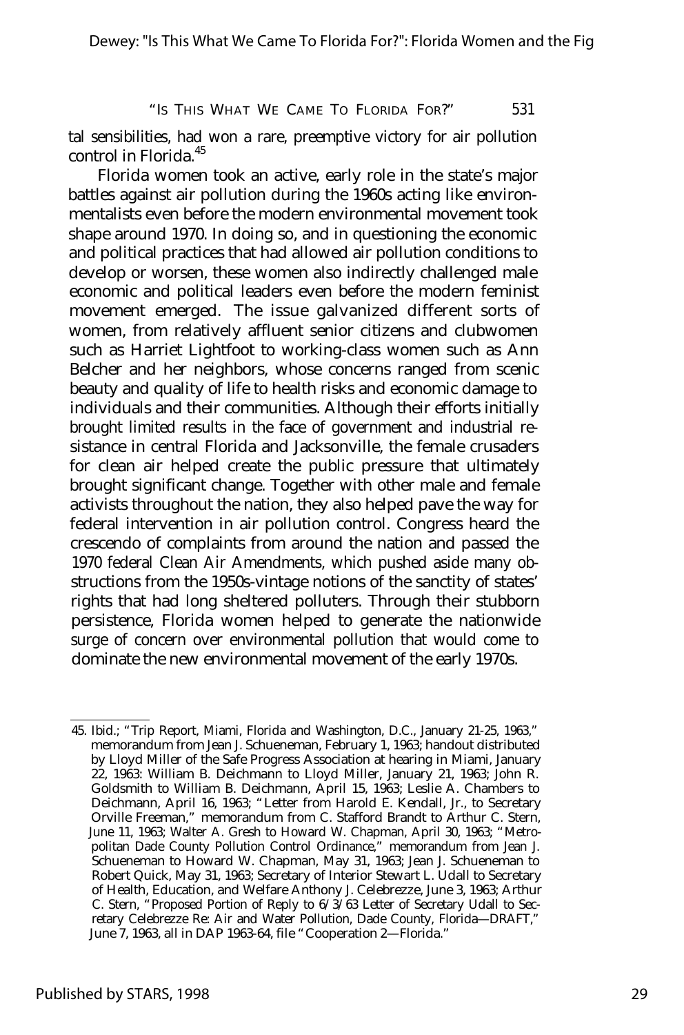tal sensibilities, had won a rare, preemptive victory for air pollution control in Florida.[45]

Florida women took an active, early role in the state's major battles against air pollution during the 1960s acting like environmentalists even before the modern environmental movement took shape around 1970. In doing so, and in questioning the economic and political practices that had allowed air pollution conditions to develop or worsen, these women also indirectly challenged male economic and political leaders even before the modern feminist movement emerged. The issue galvanized different sorts of women, from relatively affluent senior citizens and clubwomen such as Harriet Lightfoot to working-class women such as Ann Belcher and her neighbors, whose concerns ranged from scenic beauty and quality of life to health risks and economic damage to individuals and their communities. Although their efforts initially brought limited results in the face of government and industrial resistance in central Florida and Jacksonville, the female crusaders for clean air helped create the public pressure that ultimately brought significant change. Together with other male and female activists throughout the nation, they also helped pave the way for federal intervention in air pollution control. Congress heard the crescendo of complaints from around the nation and passed the 1970 federal Clean Air Amendments, which pushed aside many obstructions from the 1950s-vintage notions of the sanctity of states' rights that had long sheltered polluters. Through their stubborn persistence, Florida women helped to generate the nationwide surge of concern over environmental pollution that would come to dominate the new environmental movement of the early 1970s.

---

45. Ibid.; "Trip Report, Miami, Florida and Washington, D.C., January 21-25, 1963," memorandum from Jean J. Schueneman, February 1, 1963; handout distributed by Lloyd Miller of the Safe Progress Association at hearing in Miami, January 22, 1963: William B. Deichmann to Lloyd Miller, January 21, 1963; John R. Goldsmith to William B. Deichmann, April 15, 1963; Leslie A. Chambers to Deichmann, April 16, 1963; "Letter from Harold E. Kendall, Jr., to Secretary Orville Freeman," memorandum from C. Stafford Brandt to Arthur C. Stern, June 11, 1963; Walter A. Gresh to Howard W. Chapman, April 30, 1963; "Metropolitan Dade County Pollution Control Ordinance," memorandum from Jean J. Schueneman to Howard W. Chapman, May 31, 1963; Jean J. Schueneman to Robert Quick, May 31, 1963; Secretary of Interior Stewart L. Udall to Secretary of Health, Education, and Welfare Anthony J. Celebrezze, June 3, 1963; Arthur C. Stern, "Proposed Portion of Reply to 6/3/63 Letter of Secretary Udall to Secretary Celebrezze Re: Air and Water Pollution, Dade County, Florida—DRAFT," June 7, 1963, all in DAP 1963-64, file "Cooperation 2—Florida."